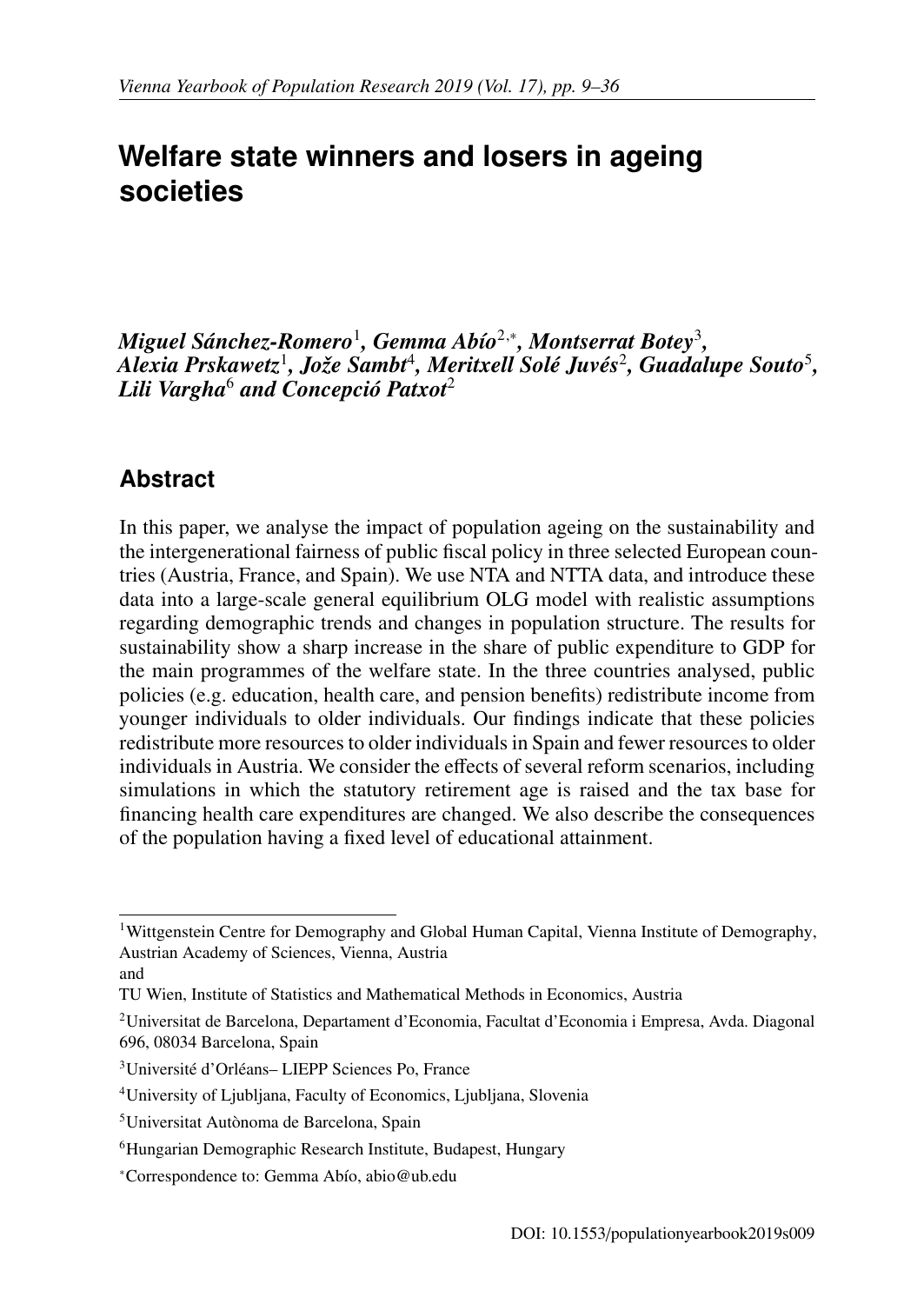# Welfare state winners and losers in ageing societies

*Miguel Sánchez-Romero*[1], *Gemma Abío*[2,*], *Montserrat Botey*[3], *Alexia Prskawetz*[1], *Jože Sambt*[4], *Meritxell Solé Juvés*[2], *Guadalupe Souto*[5], *Lili Vargha*[6] *and Concepció Patxot*[2]

## Abstract

In this paper, we analyse the impact of population ageing on the sustainability and the intergenerational fairness of public fiscal policy in three selected European countries (Austria, France, and Spain). We use NTA and NTTA data, and introduce these data into a large-scale general equilibrium OLG model with realistic assumptions regarding demographic trends and changes in population structure. The results for sustainability show a sharp increase in the share of public expenditure to GDP for the main programmes of the welfare state. In the three countries analysed, public policies (e.g. education, health care, and pension benefits) redistribute income from younger individuals to older individuals. Our findings indicate that these policies redistribute more resources to older individuals in Spain and fewer resources to older individuals in Austria. We consider the effects of several reform scenarios, including simulations in which the statutory retirement age is raised and the tax base for financing health care expenditures are changed. We also describe the consequences of the population having a fixed level of educational attainment.

---

[1] Wittgenstein Centre for Demography and Global Human Capital, Vienna Institute of Demography, Austrian Academy of Sciences, Vienna, Austria
and
TU Wien, Institute of Statistics and Mathematical Methods in Economics, Austria

[2] Universitat de Barcelona, Departament d'Economia, Facultat d'Economia i Empresa, Avda. Diagonal 696, 08034 Barcelona, Spain

[3] Université d'Orléans– LIEPP Sciences Po, France

[4] University of Ljubljana, Faculty of Economics, Ljubljana, Slovenia

[5] Universitat Autònoma de Barcelona, Spain

[6] Hungarian Demographic Research Institute, Budapest, Hungary

[*] Correspondence to: Gemma Abío, abio@ub.edu

DOI: 10.1553/populationyearbook2019s009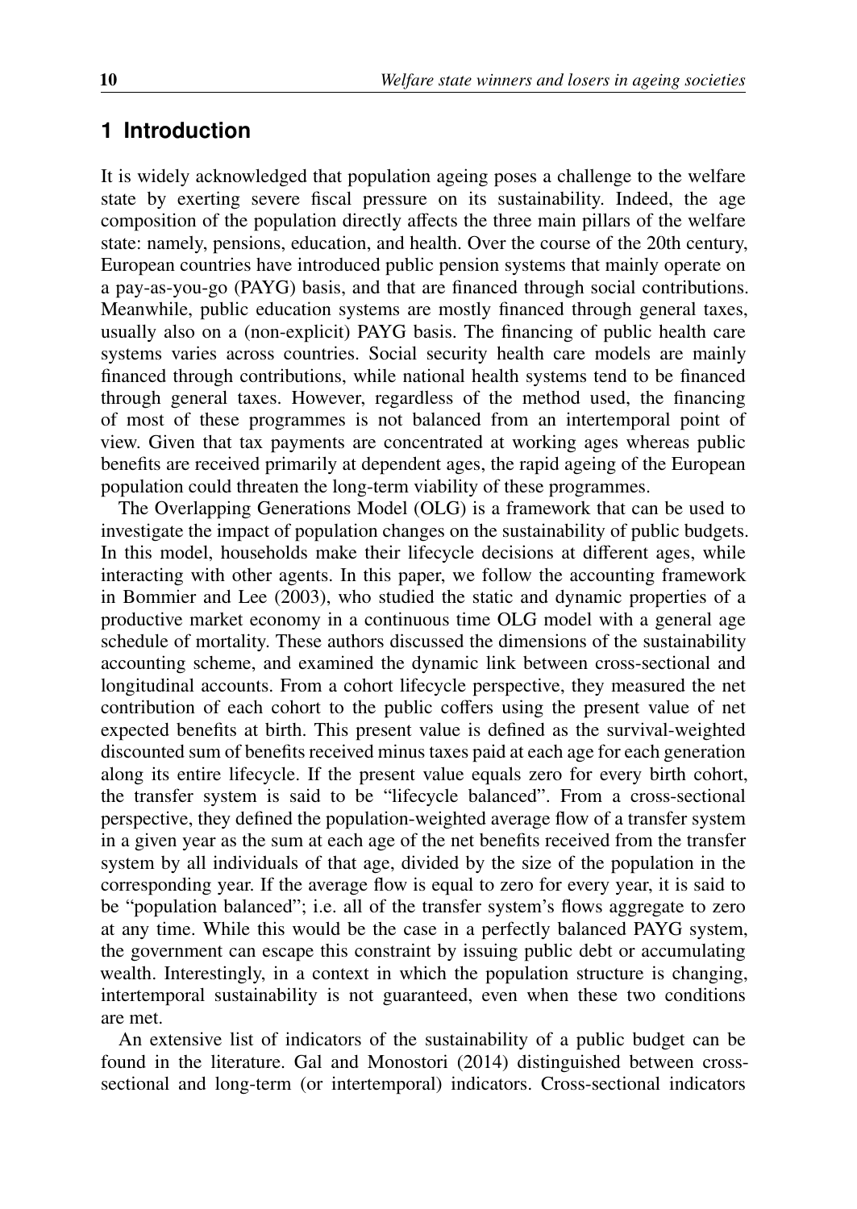## 1 Introduction

It is widely acknowledged that population ageing poses a challenge to the welfare state by exerting severe fiscal pressure on its sustainability. Indeed, the age composition of the population directly affects the three main pillars of the welfare state: namely, pensions, education, and health. Over the course of the 20th century, European countries have introduced public pension systems that mainly operate on a pay-as-you-go (PAYG) basis, and that are financed through social contributions. Meanwhile, public education systems are mostly financed through general taxes, usually also on a (non-explicit) PAYG basis. The financing of public health care systems varies across countries. Social security health care models are mainly financed through contributions, while national health systems tend to be financed through general taxes. However, regardless of the method used, the financing of most of these programmes is not balanced from an intertemporal point of view. Given that tax payments are concentrated at working ages whereas public benefits are received primarily at dependent ages, the rapid ageing of the European population could threaten the long-term viability of these programmes.

The Overlapping Generations Model (OLG) is a framework that can be used to investigate the impact of population changes on the sustainability of public budgets. In this model, households make their lifecycle decisions at different ages, while interacting with other agents. In this paper, we follow the accounting framework in Bommier and Lee (2003), who studied the static and dynamic properties of a productive market economy in a continuous time OLG model with a general age schedule of mortality. These authors discussed the dimensions of the sustainability accounting scheme, and examined the dynamic link between cross-sectional and longitudinal accounts. From a cohort lifecycle perspective, they measured the net contribution of each cohort to the public coffers using the present value of net expected benefits at birth. This present value is defined as the survival-weighted discounted sum of benefits received minus taxes paid at each age for each generation along its entire lifecycle. If the present value equals zero for every birth cohort, the transfer system is said to be "lifecycle balanced". From a cross-sectional perspective, they defined the population-weighted average flow of a transfer system in a given year as the sum at each age of the net benefits received from the transfer system by all individuals of that age, divided by the size of the population in the corresponding year. If the average flow is equal to zero for every year, it is said to be "population balanced"; i.e. all of the transfer system's flows aggregate to zero at any time. While this would be the case in a perfectly balanced PAYG system, the government can escape this constraint by issuing public debt or accumulating wealth. Interestingly, in a context in which the population structure is changing, intertemporal sustainability is not guaranteed, even when these two conditions are met.

An extensive list of indicators of the sustainability of a public budget can be found in the literature. Gal and Monostori (2014) distinguished between cross-sectional and long-term (or intertemporal) indicators. Cross-sectional indicators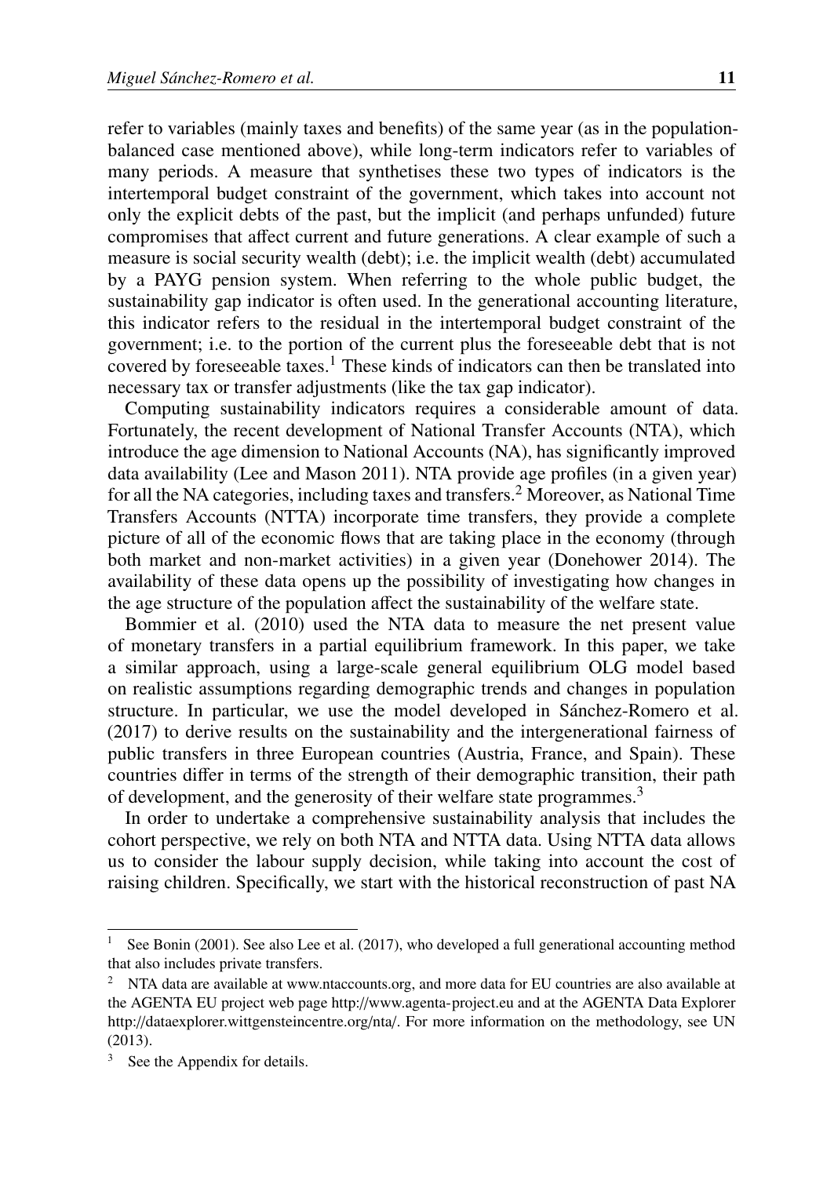refer to variables (mainly taxes and benefits) of the same year (as in the population-balanced case mentioned above), while long-term indicators refer to variables of many periods. A measure that synthetises these two types of indicators is the intertemporal budget constraint of the government, which takes into account not only the explicit debts of the past, but the implicit (and perhaps unfunded) future compromises that affect current and future generations. A clear example of such a measure is social security wealth (debt); i.e. the implicit wealth (debt) accumulated by a PAYG pension system. When referring to the whole public budget, the sustainability gap indicator is often used. In the generational accounting literature, this indicator refers to the residual in the intertemporal budget constraint of the government; i.e. to the portion of the current plus the foreseeable debt that is not covered by foreseeable taxes.[1] These kinds of indicators can then be translated into necessary tax or transfer adjustments (like the tax gap indicator).

Computing sustainability indicators requires a considerable amount of data. Fortunately, the recent development of National Transfer Accounts (NTA), which introduce the age dimension to National Accounts (NA), has significantly improved data availability (Lee and Mason 2011). NTA provide age profiles (in a given year) for all the NA categories, including taxes and transfers.[2] Moreover, as National Time Transfers Accounts (NTTA) incorporate time transfers, they provide a complete picture of all of the economic flows that are taking place in the economy (through both market and non-market activities) in a given year (Donehower 2014). The availability of these data opens up the possibility of investigating how changes in the age structure of the population affect the sustainability of the welfare state.

Bommier et al. (2010) used the NTA data to measure the net present value of monetary transfers in a partial equilibrium framework. In this paper, we take a similar approach, using a large-scale general equilibrium OLG model based on realistic assumptions regarding demographic trends and changes in population structure. In particular, we use the model developed in Sánchez-Romero et al. (2017) to derive results on the sustainability and the intergenerational fairness of public transfers in three European countries (Austria, France, and Spain). These countries differ in terms of the strength of their demographic transition, their path of development, and the generosity of their welfare state programmes.[3]

In order to undertake a comprehensive sustainability analysis that includes the cohort perspective, we rely on both NTA and NTTA data. Using NTTA data allows us to consider the labour supply decision, while taking into account the cost of raising children. Specifically, we start with the historical reconstruction of past NA

---

[1] See Bonin (2001). See also Lee et al. (2017), who developed a full generational accounting method that also includes private transfers.

[2] NTA data are available at www.ntaccounts.org, and more data for EU countries are also available at the AGENTA EU project web page http://www.agenta-project.eu and at the AGENTA Data Explorer http://dataexplorer.wittgensteincentre.org/nta/. For more information on the methodology, see UN (2013).

[3] See the Appendix for details.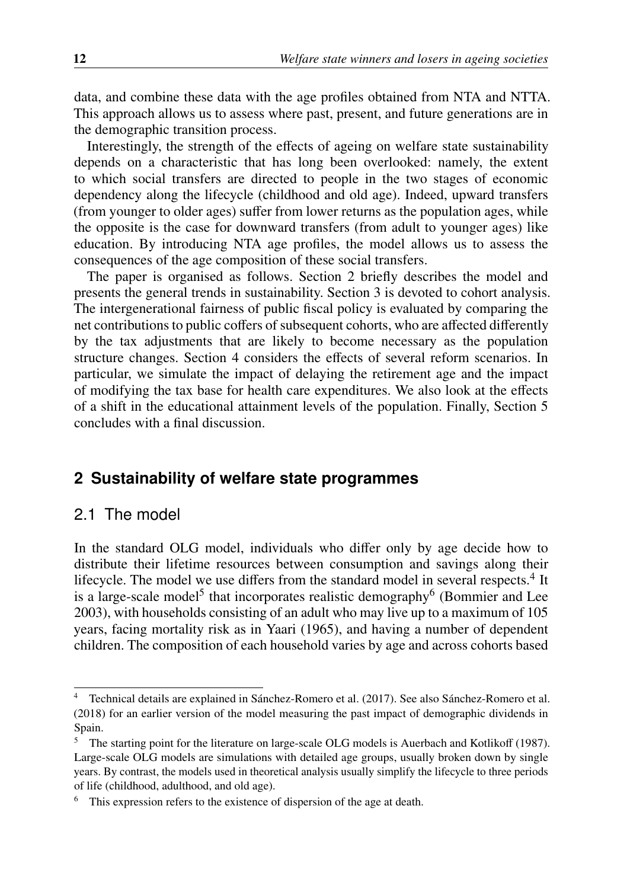data, and combine these data with the age profiles obtained from NTA and NTTA. This approach allows us to assess where past, present, and future generations are in the demographic transition process.

Interestingly, the strength of the effects of ageing on welfare state sustainability depends on a characteristic that has long been overlooked: namely, the extent to which social transfers are directed to people in the two stages of economic dependency along the lifecycle (childhood and old age). Indeed, upward transfers (from younger to older ages) suffer from lower returns as the population ages, while the opposite is the case for downward transfers (from adult to younger ages) like education. By introducing NTA age profiles, the model allows us to assess the consequences of the age composition of these social transfers.

The paper is organised as follows. Section 2 briefly describes the model and presents the general trends in sustainability. Section 3 is devoted to cohort analysis. The intergenerational fairness of public fiscal policy is evaluated by comparing the net contributions to public coffers of subsequent cohorts, who are affected differently by the tax adjustments that are likely to become necessary as the population structure changes. Section 4 considers the effects of several reform scenarios. In particular, we simulate the impact of delaying the retirement age and the impact of modifying the tax base for health care expenditures. We also look at the effects of a shift in the educational attainment levels of the population. Finally, Section 5 concludes with a final discussion.

## 2 Sustainability of welfare state programmes

### 2.1 The model

In the standard OLG model, individuals who differ only by age decide how to distribute their lifetime resources between consumption and savings along their lifecycle. The model we use differs from the standard model in several respects.[4] It is a large-scale model[5] that incorporates realistic demography[6] (Bommier and Lee 2003), with households consisting of an adult who may live up to a maximum of 105 years, facing mortality risk as in Yaari (1965), and having a number of dependent children. The composition of each household varies by age and across cohorts based

[4] Technical details are explained in Sánchez-Romero et al. (2017). See also Sánchez-Romero et al. (2018) for an earlier version of the model measuring the past impact of demographic dividends in Spain.

[5] The starting point for the literature on large-scale OLG models is Auerbach and Kotlikoff (1987). Large-scale OLG models are simulations with detailed age groups, usually broken down by single years. By contrast, the models used in theoretical analysis usually simplify the lifecycle to three periods of life (childhood, adulthood, and old age).

[6] This expression refers to the existence of dispersion of the age at death.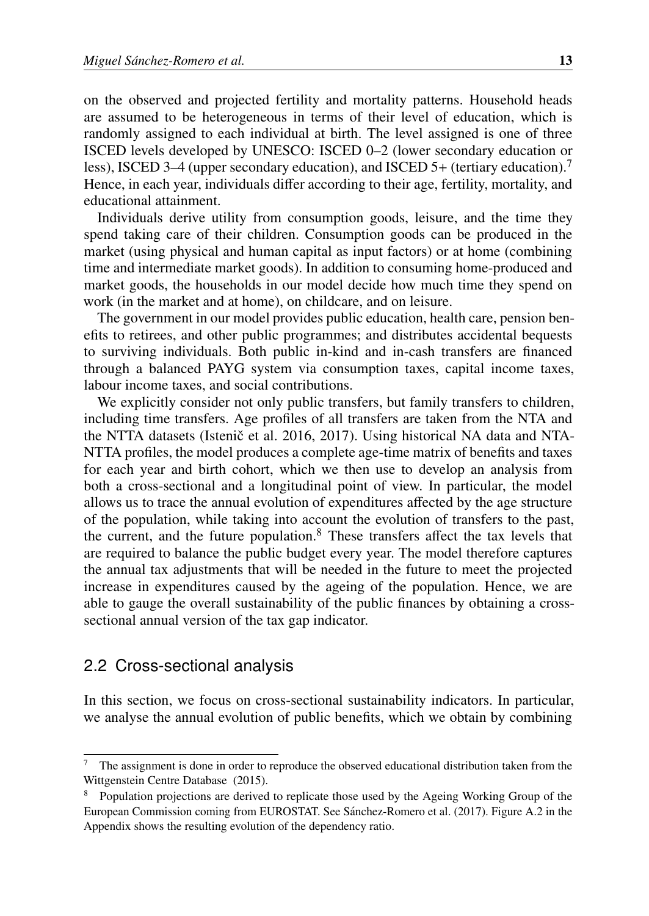on the observed and projected fertility and mortality patterns. Household heads are assumed to be heterogeneous in terms of their level of education, which is randomly assigned to each individual at birth. The level assigned is one of three ISCED levels developed by UNESCO: ISCED 0–2 (lower secondary education or less), ISCED 3–4 (upper secondary education), and ISCED 5+ (tertiary education).[7] Hence, in each year, individuals differ according to their age, fertility, mortality, and educational attainment.

Individuals derive utility from consumption goods, leisure, and the time they spend taking care of their children. Consumption goods can be produced in the market (using physical and human capital as input factors) or at home (combining time and intermediate market goods). In addition to consuming home-produced and market goods, the households in our model decide how much time they spend on work (in the market and at home), on childcare, and on leisure.

The government in our model provides public education, health care, pension benefits to retirees, and other public programmes; and distributes accidental bequests to surviving individuals. Both public in-kind and in-cash transfers are financed through a balanced PAYG system via consumption taxes, capital income taxes, labour income taxes, and social contributions.

We explicitly consider not only public transfers, but family transfers to children, including time transfers. Age profiles of all transfers are taken from the NTA and the NTTA datasets (Istenič et al. 2016, 2017). Using historical NA data and NTA-NTTA profiles, the model produces a complete age-time matrix of benefits and taxes for each year and birth cohort, which we then use to develop an analysis from both a cross-sectional and a longitudinal point of view. In particular, the model allows us to trace the annual evolution of expenditures affected by the age structure of the population, while taking into account the evolution of transfers to the past, the current, and the future population.[8] These transfers affect the tax levels that are required to balance the public budget every year. The model therefore captures the annual tax adjustments that will be needed in the future to meet the projected increase in expenditures caused by the ageing of the population. Hence, we are able to gauge the overall sustainability of the public finances by obtaining a cross-sectional annual version of the tax gap indicator.

## 2.2 Cross-sectional analysis

In this section, we focus on cross-sectional sustainability indicators. In particular, we analyse the annual evolution of public benefits, which we obtain by combining

---

[7] The assignment is done in order to reproduce the observed educational distribution taken from the Wittgenstein Centre Database (2015).

[8] Population projections are derived to replicate those used by the Ageing Working Group of the European Commission coming from EUROSTAT. See Sánchez-Romero et al. (2017). Figure A.2 in the Appendix shows the resulting evolution of the dependency ratio.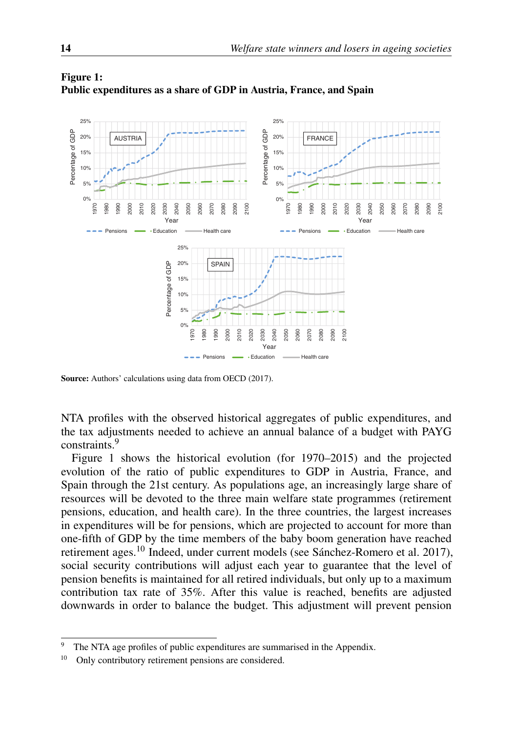**Figure 1:**
**Public expenditures as a share of GDP in Austria, France, and Spain**

**Source:** Authors' calculations using data from OECD (2017).

NTA profiles with the observed historical aggregates of public expenditures, and the tax adjustments needed to achieve an annual balance of a budget with PAYG constraints.[9]

Figure 1 shows the historical evolution (for 1970–2015) and the projected evolution of the ratio of public expenditures to GDP in Austria, France, and Spain through the 21st century. As populations age, an increasingly large share of resources will be devoted to the three main welfare state programmes (retirement pensions, education, and health care). In the three countries, the largest increases in expenditures will be for pensions, which are projected to account for more than one-fifth of GDP by the time members of the baby boom generation have reached retirement ages.[10] Indeed, under current models (see Sánchez-Romero et al. 2017), social security contributions will adjust each year to guarantee that the level of pension benefits is maintained for all retired individuals, but only up to a maximum contribution tax rate of 35%. After this value is reached, benefits are adjusted downwards in order to balance the budget. This adjustment will prevent pension

---

[9] The NTA age profiles of public expenditures are summarised in the Appendix.

[10] Only contributory retirement pensions are considered.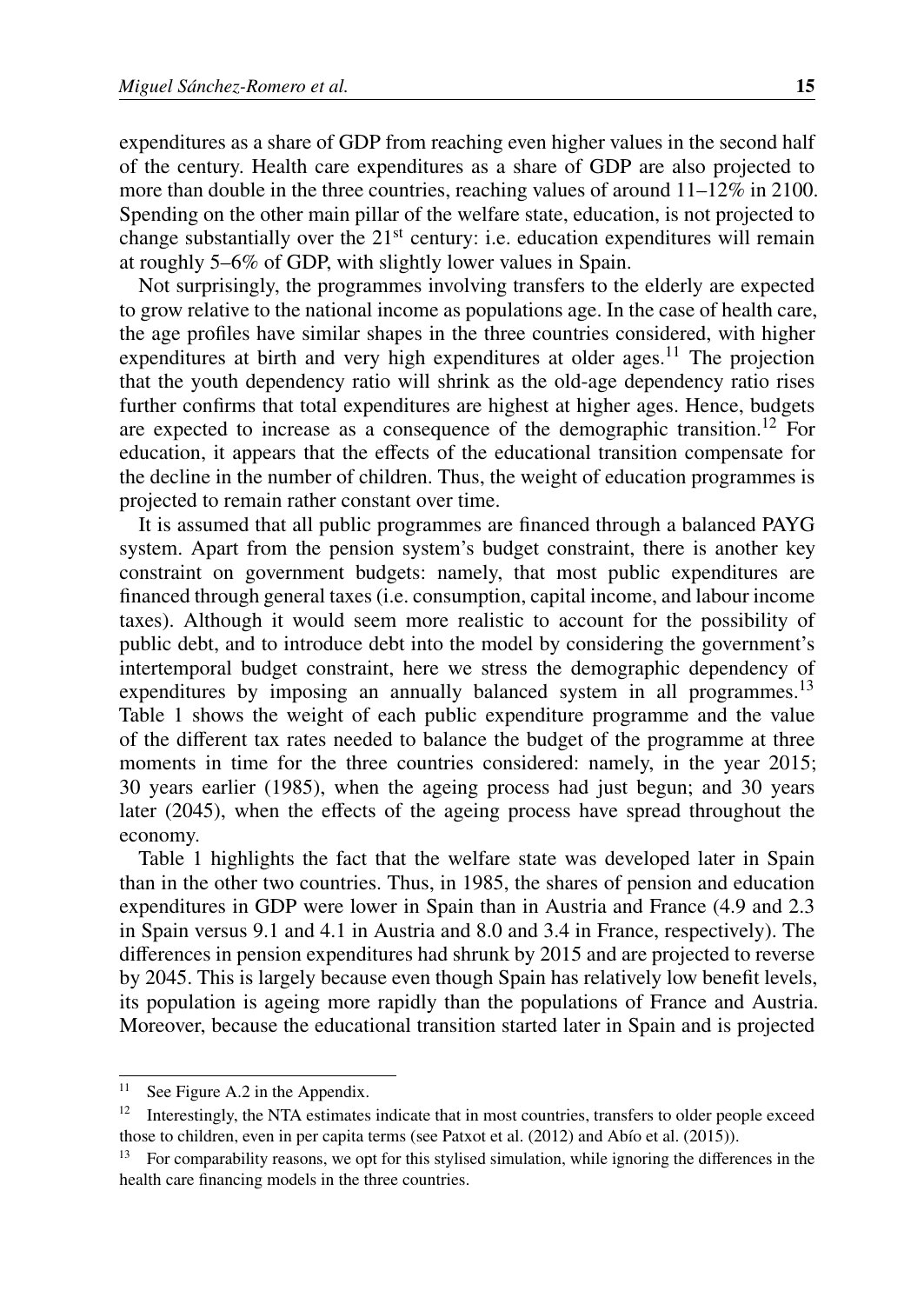expenditures as a share of GDP from reaching even higher values in the second half of the century. Health care expenditures as a share of GDP are also projected to more than double in the three countries, reaching values of around 11–12% in 2100. Spending on the other main pillar of the welfare state, education, is not projected to change substantially over the 21st century: i.e. education expenditures will remain at roughly 5–6% of GDP, with slightly lower values in Spain.

Not surprisingly, the programmes involving transfers to the elderly are expected to grow relative to the national income as populations age. In the case of health care, the age profiles have similar shapes in the three countries considered, with higher expenditures at birth and very high expenditures at older ages.[11] The projection that the youth dependency ratio will shrink as the old-age dependency ratio rises further confirms that total expenditures are highest at higher ages. Hence, budgets are expected to increase as a consequence of the demographic transition.[12] For education, it appears that the effects of the educational transition compensate for the decline in the number of children. Thus, the weight of education programmes is projected to remain rather constant over time.

It is assumed that all public programmes are financed through a balanced PAYG system. Apart from the pension system's budget constraint, there is another key constraint on government budgets: namely, that most public expenditures are financed through general taxes (i.e. consumption, capital income, and labour income taxes). Although it would seem more realistic to account for the possibility of public debt, and to introduce debt into the model by considering the government's intertemporal budget constraint, here we stress the demographic dependency of expenditures by imposing an annually balanced system in all programmes.[13] Table 1 shows the weight of each public expenditure programme and the value of the different tax rates needed to balance the budget of the programme at three moments in time for the three countries considered: namely, in the year 2015; 30 years earlier (1985), when the ageing process had just begun; and 30 years later (2045), when the effects of the ageing process have spread throughout the economy.

Table 1 highlights the fact that the welfare state was developed later in Spain than in the other two countries. Thus, in 1985, the shares of pension and education expenditures in GDP were lower in Spain than in Austria and France (4.9 and 2.3 in Spain versus 9.1 and 4.1 in Austria and 8.0 and 3.4 in France, respectively). The differences in pension expenditures had shrunk by 2015 and are projected to reverse by 2045. This is largely because even though Spain has relatively low benefit levels, its population is ageing more rapidly than the populations of France and Austria. Moreover, because the educational transition started later in Spain and is projected

---

[11] See Figure A.2 in the Appendix.

[12] Interestingly, the NTA estimates indicate that in most countries, transfers to older people exceed those to children, even in per capita terms (see Patxot et al. (2012) and Abío et al. (2015)).

[13] For comparability reasons, we opt for this stylised simulation, while ignoring the differences in the health care financing models in the three countries.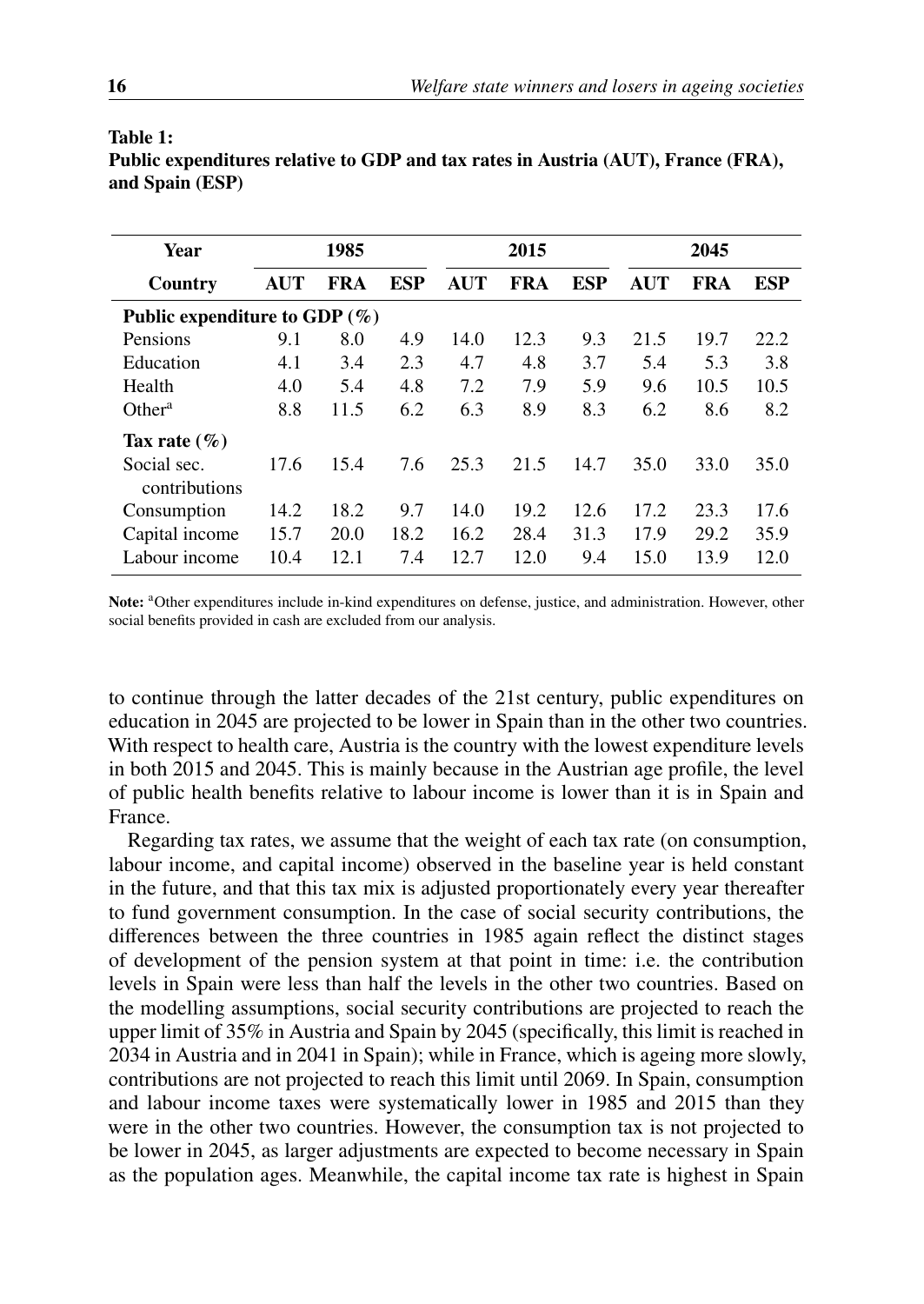**Table 1:**
**Public expenditures relative to GDP and tax rates in Austria (AUT), France (FRA), and Spain (ESP)**

| Year | 1985 | | | 2015 | | | 2045 | | |
|---|---|---|---|---|---|---|---|---|---|
| Country | AUT | FRA | ESP | AUT | FRA | ESP | AUT | FRA | ESP |
| **Public expenditure to GDP (%)** | | | | | | | | | |
| Pensions | 9.1 | 8.0 | 4.9 | 14.0 | 12.3 | 9.3 | 21.5 | 19.7 | 22.2 |
| Education | 4.1 | 3.4 | 2.3 | 4.7 | 4.8 | 3.7 | 5.4 | 5.3 | 3.8 |
| Health | 4.0 | 5.4 | 4.8 | 7.2 | 7.9 | 5.9 | 9.6 | 10.5 | 10.5 |
| Other[a] | 8.8 | 11.5 | 6.2 | 6.3 | 8.9 | 8.3 | 6.2 | 8.6 | 8.2 |
| **Tax rate (%)** | | | | | | | | | |
| Social sec. contributions | 17.6 | 15.4 | 7.6 | 25.3 | 21.5 | 14.7 | 35.0 | 33.0 | 35.0 |
| Consumption | 14.2 | 18.2 | 9.7 | 14.0 | 19.2 | 12.6 | 17.2 | 23.3 | 17.6 |
| Capital income | 15.7 | 20.0 | 18.2 | 16.2 | 28.4 | 31.3 | 17.9 | 29.2 | 35.9 |
| Labour income | 10.4 | 12.1 | 7.4 | 12.7 | 12.0 | 9.4 | 15.0 | 13.9 | 12.0 |

**Note:** [a]Other expenditures include in-kind expenditures on defense, justice, and administration. However, other social benefits provided in cash are excluded from our analysis.

to continue through the latter decades of the 21st century, public expenditures on education in 2045 are projected to be lower in Spain than in the other two countries. With respect to health care, Austria is the country with the lowest expenditure levels in both 2015 and 2045. This is mainly because in the Austrian age profile, the level of public health benefits relative to labour income is lower than it is in Spain and France.

Regarding tax rates, we assume that the weight of each tax rate (on consumption, labour income, and capital income) observed in the baseline year is held constant in the future, and that this tax mix is adjusted proportionately every year thereafter to fund government consumption. In the case of social security contributions, the differences between the three countries in 1985 again reflect the distinct stages of development of the pension system at that point in time: i.e. the contribution levels in Spain were less than half the levels in the other two countries. Based on the modelling assumptions, social security contributions are projected to reach the upper limit of 35% in Austria and Spain by 2045 (specifically, this limit is reached in 2034 in Austria and in 2041 in Spain); while in France, which is ageing more slowly, contributions are not projected to reach this limit until 2069. In Spain, consumption and labour income taxes were systematically lower in 1985 and 2015 than they were in the other two countries. However, the consumption tax is not projected to be lower in 2045, as larger adjustments are expected to become necessary in Spain as the population ages. Meanwhile, the capital income tax rate is highest in Spain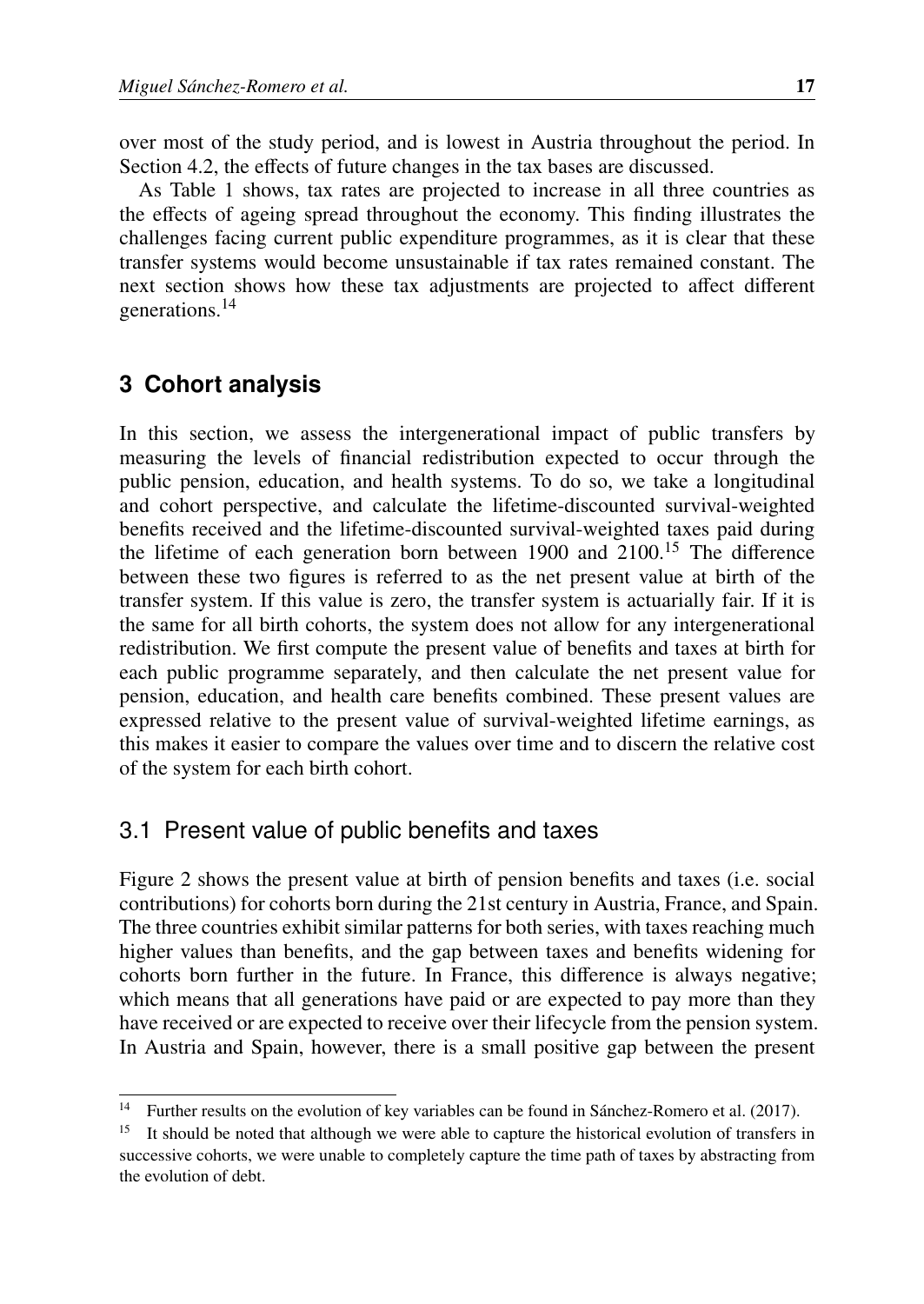over most of the study period, and is lowest in Austria throughout the period. In Section 4.2, the effects of future changes in the tax bases are discussed.

As Table 1 shows, tax rates are projected to increase in all three countries as the effects of ageing spread throughout the economy. This finding illustrates the challenges facing current public expenditure programmes, as it is clear that these transfer systems would become unsustainable if tax rates remained constant. The next section shows how these tax adjustments are projected to affect different generations.[14]

## 3 Cohort analysis

In this section, we assess the intergenerational impact of public transfers by measuring the levels of financial redistribution expected to occur through the public pension, education, and health systems. To do so, we take a longitudinal and cohort perspective, and calculate the lifetime-discounted survival-weighted benefits received and the lifetime-discounted survival-weighted taxes paid during the lifetime of each generation born between 1900 and 2100.[15] The difference between these two figures is referred to as the net present value at birth of the transfer system. If this value is zero, the transfer system is actuarially fair. If it is the same for all birth cohorts, the system does not allow for any intergenerational redistribution. We first compute the present value of benefits and taxes at birth for each public programme separately, and then calculate the net present value for pension, education, and health care benefits combined. These present values are expressed relative to the present value of survival-weighted lifetime earnings, as this makes it easier to compare the values over time and to discern the relative cost of the system for each birth cohort.

### 3.1 Present value of public benefits and taxes

Figure 2 shows the present value at birth of pension benefits and taxes (i.e. social contributions) for cohorts born during the 21st century in Austria, France, and Spain. The three countries exhibit similar patterns for both series, with taxes reaching much higher values than benefits, and the gap between taxes and benefits widening for cohorts born further in the future. In France, this difference is always negative; which means that all generations have paid or are expected to pay more than they have received or are expected to receive over their lifecycle from the pension system. In Austria and Spain, however, there is a small positive gap between the present

---

[14] Further results on the evolution of key variables can be found in Sánchez-Romero et al. (2017).

[15] It should be noted that although we were able to capture the historical evolution of transfers in successive cohorts, we were unable to completely capture the time path of taxes by abstracting from the evolution of debt.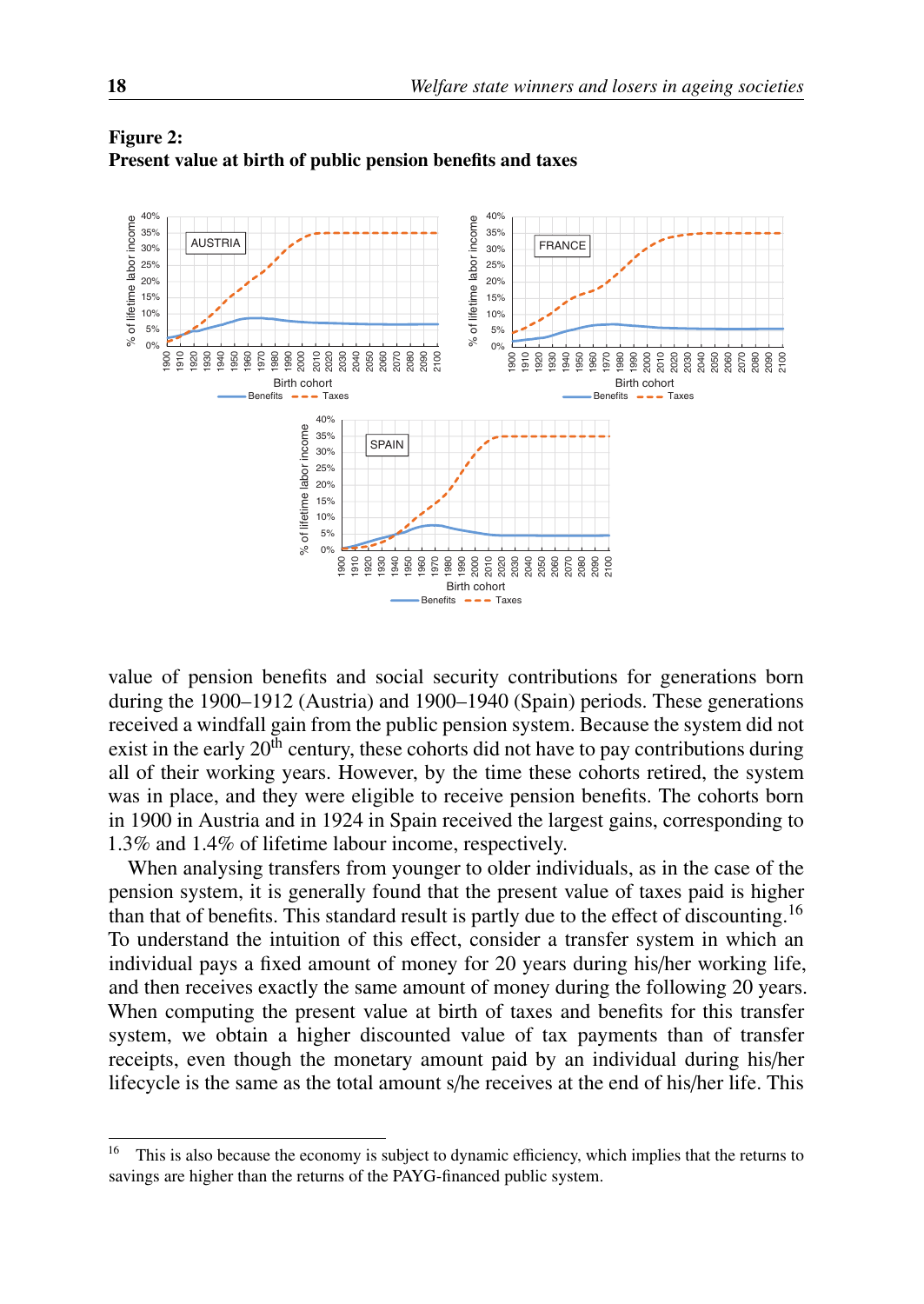**Figure 2:**
**Present value at birth of public pension benefits and taxes**

value of pension benefits and social security contributions for generations born during the 1900–1912 (Austria) and 1900–1940 (Spain) periods. These generations received a windfall gain from the public pension system. Because the system did not exist in the early 20th century, these cohorts did not have to pay contributions during all of their working years. However, by the time these cohorts retired, the system was in place, and they were eligible to receive pension benefits. The cohorts born in 1900 in Austria and in 1924 in Spain received the largest gains, corresponding to 1.3% and 1.4% of lifetime labour income, respectively.

When analysing transfers from younger to older individuals, as in the case of the pension system, it is generally found that the present value of taxes paid is higher than that of benefits. This standard result is partly due to the effect of discounting.[16] To understand the intuition of this effect, consider a transfer system in which an individual pays a fixed amount of money for 20 years during his/her working life, and then receives exactly the same amount of money during the following 20 years. When computing the present value at birth of taxes and benefits for this transfer system, we obtain a higher discounted value of tax payments than of transfer receipts, even though the monetary amount paid by an individual during his/her lifecycle is the same as the total amount s/he receives at the end of his/her life. This

[16] This is also because the economy is subject to dynamic efficiency, which implies that the returns to savings are higher than the returns of the PAYG-financed public system.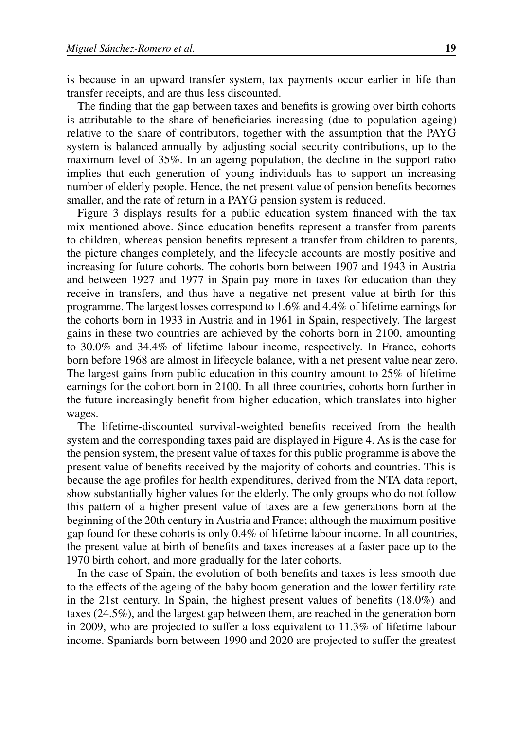is because in an upward transfer system, tax payments occur earlier in life than transfer receipts, and are thus less discounted.

The finding that the gap between taxes and benefits is growing over birth cohorts is attributable to the share of beneficiaries increasing (due to population ageing) relative to the share of contributors, together with the assumption that the PAYG system is balanced annually by adjusting social security contributions, up to the maximum level of 35%. In an ageing population, the decline in the support ratio implies that each generation of young individuals has to support an increasing number of elderly people. Hence, the net present value of pension benefits becomes smaller, and the rate of return in a PAYG pension system is reduced.

Figure 3 displays results for a public education system financed with the tax mix mentioned above. Since education benefits represent a transfer from parents to children, whereas pension benefits represent a transfer from children to parents, the picture changes completely, and the lifecycle accounts are mostly positive and increasing for future cohorts. The cohorts born between 1907 and 1943 in Austria and between 1927 and 1977 in Spain pay more in taxes for education than they receive in transfers, and thus have a negative net present value at birth for this programme. The largest losses correspond to 1.6% and 4.4% of lifetime earnings for the cohorts born in 1933 in Austria and in 1961 in Spain, respectively. The largest gains in these two countries are achieved by the cohorts born in 2100, amounting to 30.0% and 34.4% of lifetime labour income, respectively. In France, cohorts born before 1968 are almost in lifecycle balance, with a net present value near zero. The largest gains from public education in this country amount to 25% of lifetime earnings for the cohort born in 2100. In all three countries, cohorts born further in the future increasingly benefit from higher education, which translates into higher wages.

The lifetime-discounted survival-weighted benefits received from the health system and the corresponding taxes paid are displayed in Figure 4. As is the case for the pension system, the present value of taxes for this public programme is above the present value of benefits received by the majority of cohorts and countries. This is because the age profiles for health expenditures, derived from the NTA data report, show substantially higher values for the elderly. The only groups who do not follow this pattern of a higher present value of taxes are a few generations born at the beginning of the 20th century in Austria and France; although the maximum positive gap found for these cohorts is only 0.4% of lifetime labour income. In all countries, the present value at birth of benefits and taxes increases at a faster pace up to the 1970 birth cohort, and more gradually for the later cohorts.

In the case of Spain, the evolution of both benefits and taxes is less smooth due to the effects of the ageing of the baby boom generation and the lower fertility rate in the 21st century. In Spain, the highest present values of benefits (18.0%) and taxes (24.5%), and the largest gap between them, are reached in the generation born in 2009, who are projected to suffer a loss equivalent to 11.3% of lifetime labour income. Spaniards born between 1990 and 2020 are projected to suffer the greatest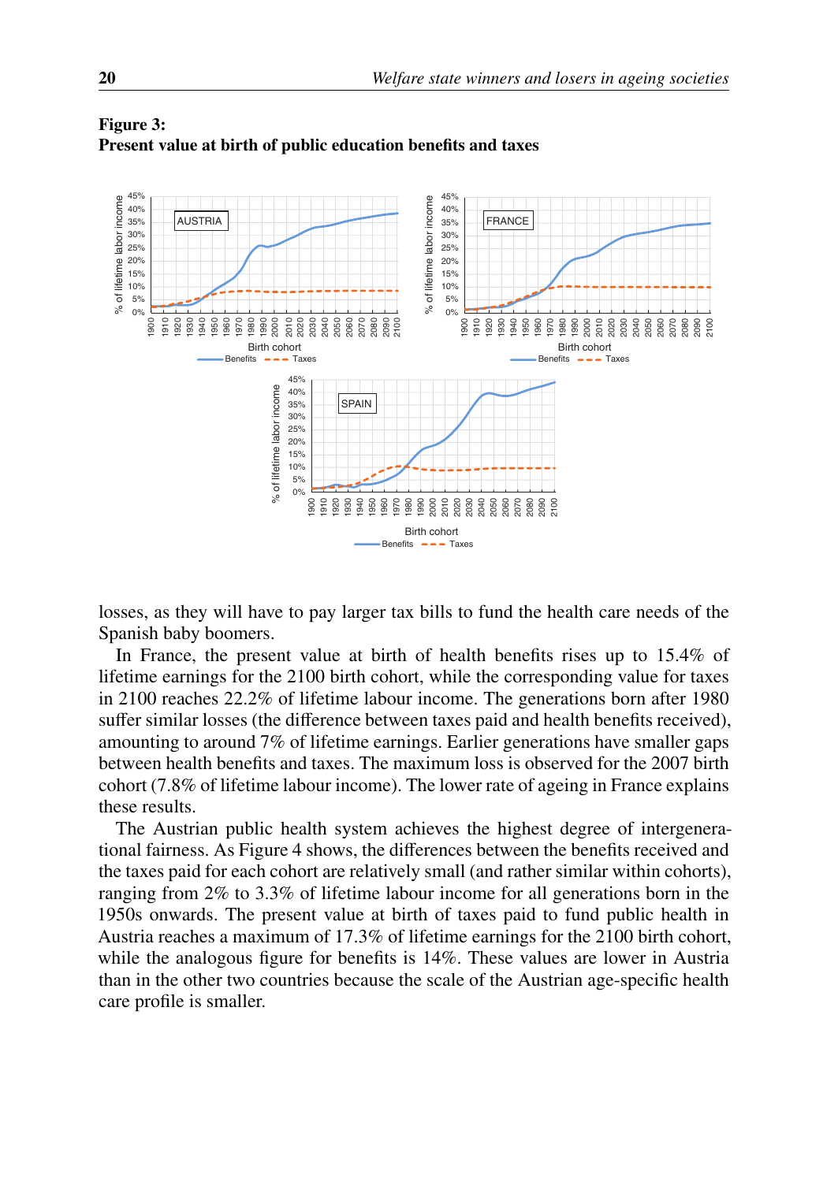**Figure 3:**
**Present value at birth of public education benefits and taxes**

losses, as they will have to pay larger tax bills to fund the health care needs of the Spanish baby boomers.

In France, the present value at birth of health benefits rises up to 15.4% of lifetime earnings for the 2100 birth cohort, while the corresponding value for taxes in 2100 reaches 22.2% of lifetime labour income. The generations born after 1980 suffer similar losses (the difference between taxes paid and health benefits received), amounting to around 7% of lifetime earnings. Earlier generations have smaller gaps between health benefits and taxes. The maximum loss is observed for the 2007 birth cohort (7.8% of lifetime labour income). The lower rate of ageing in France explains these results.

The Austrian public health system achieves the highest degree of intergenerational fairness. As Figure 4 shows, the differences between the benefits received and the taxes paid for each cohort are relatively small (and rather similar within cohorts), ranging from 2% to 3.3% of lifetime labour income for all generations born in the 1950s onwards. The present value at birth of taxes paid to fund public health in Austria reaches a maximum of 17.3% of lifetime earnings for the 2100 birth cohort, while the analogous figure for benefits is 14%. These values are lower in Austria than in the other two countries because the scale of the Austrian age-specific health care profile is smaller.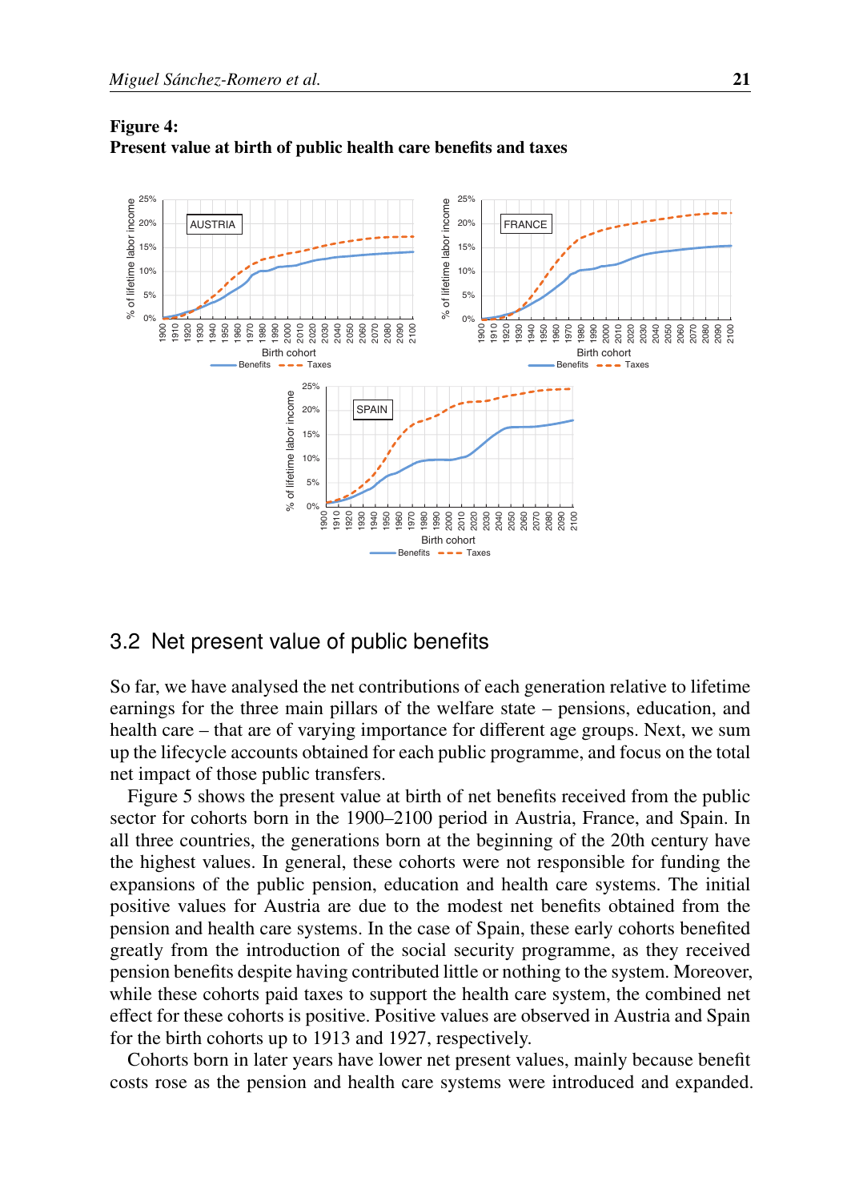**Figure 4:**
**Present value at birth of public health care benefits and taxes**

## 3.2 Net present value of public benefits

So far, we have analysed the net contributions of each generation relative to lifetime earnings for the three main pillars of the welfare state – pensions, education, and health care – that are of varying importance for different age groups. Next, we sum up the lifecycle accounts obtained for each public programme, and focus on the total net impact of those public transfers.

Figure 5 shows the present value at birth of net benefits received from the public sector for cohorts born in the 1900–2100 period in Austria, France, and Spain. In all three countries, the generations born at the beginning of the 20th century have the highest values. In general, these cohorts were not responsible for funding the expansions of the public pension, education and health care systems. The initial positive values for Austria are due to the modest net benefits obtained from the pension and health care systems. In the case of Spain, these early cohorts benefited greatly from the introduction of the social security programme, as they received pension benefits despite having contributed little or nothing to the system. Moreover, while these cohorts paid taxes to support the health care system, the combined net effect for these cohorts is positive. Positive values are observed in Austria and Spain for the birth cohorts up to 1913 and 1927, respectively.

Cohorts born in later years have lower net present values, mainly because benefit costs rose as the pension and health care systems were introduced and expanded.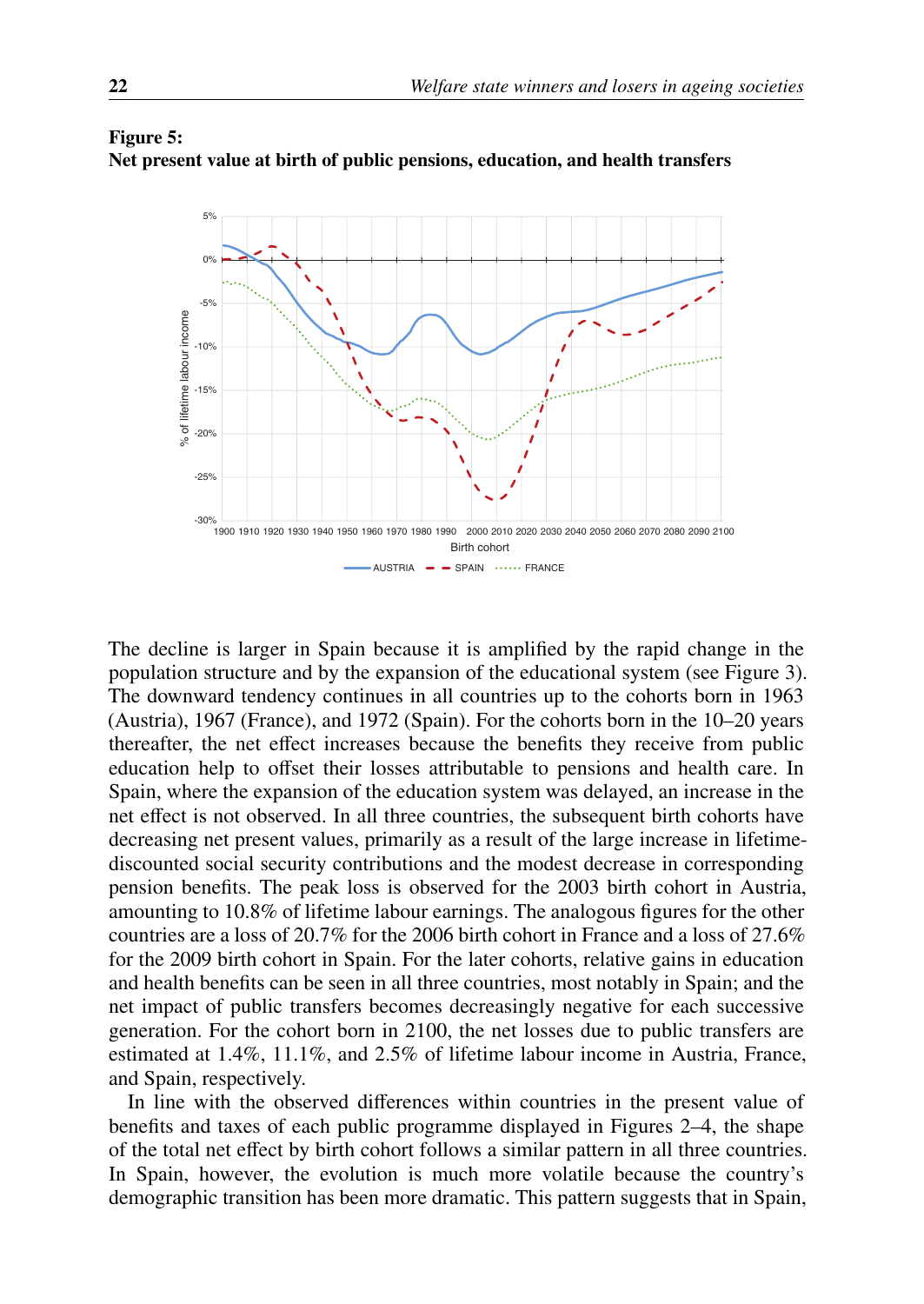**Figure 5:**
**Net present value at birth of public pensions, education, and health transfers**

The decline is larger in Spain because it is amplified by the rapid change in the population structure and by the expansion of the educational system (see Figure 3). The downward tendency continues in all countries up to the cohorts born in 1963 (Austria), 1967 (France), and 1972 (Spain). For the cohorts born in the 10–20 years thereafter, the net effect increases because the benefits they receive from public education help to offset their losses attributable to pensions and health care. In Spain, where the expansion of the education system was delayed, an increase in the net effect is not observed. In all three countries, the subsequent birth cohorts have decreasing net present values, primarily as a result of the large increase in lifetime-discounted social security contributions and the modest decrease in corresponding pension benefits. The peak loss is observed for the 2003 birth cohort in Austria, amounting to 10.8% of lifetime labour earnings. The analogous figures for the other countries are a loss of 20.7% for the 2006 birth cohort in France and a loss of 27.6% for the 2009 birth cohort in Spain. For the later cohorts, relative gains in education and health benefits can be seen in all three countries, most notably in Spain; and the net impact of public transfers becomes decreasingly negative for each successive generation. For the cohort born in 2100, the net losses due to public transfers are estimated at 1.4%, 11.1%, and 2.5% of lifetime labour income in Austria, France, and Spain, respectively.

In line with the observed differences within countries in the present value of benefits and taxes of each public programme displayed in Figures 2–4, the shape of the total net effect by birth cohort follows a similar pattern in all three countries. In Spain, however, the evolution is much more volatile because the country's demographic transition has been more dramatic. This pattern suggests that in Spain,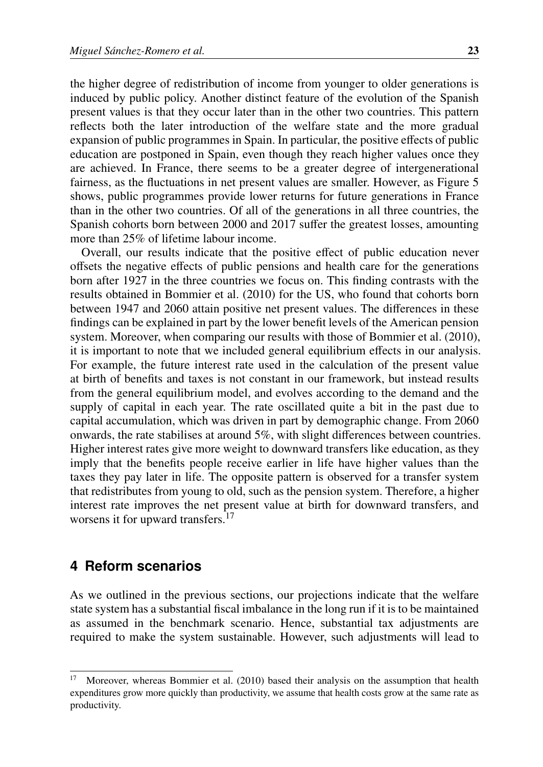the higher degree of redistribution of income from younger to older generations is induced by public policy. Another distinct feature of the evolution of the Spanish present values is that they occur later than in the other two countries. This pattern reflects both the later introduction of the welfare state and the more gradual expansion of public programmes in Spain. In particular, the positive effects of public education are postponed in Spain, even though they reach higher values once they are achieved. In France, there seems to be a greater degree of intergenerational fairness, as the fluctuations in net present values are smaller. However, as Figure 5 shows, public programmes provide lower returns for future generations in France than in the other two countries. Of all of the generations in all three countries, the Spanish cohorts born between 2000 and 2017 suffer the greatest losses, amounting more than 25% of lifetime labour income.

Overall, our results indicate that the positive effect of public education never offsets the negative effects of public pensions and health care for the generations born after 1927 in the three countries we focus on. This finding contrasts with the results obtained in Bommier et al. (2010) for the US, who found that cohorts born between 1947 and 2060 attain positive net present values. The differences in these findings can be explained in part by the lower benefit levels of the American pension system. Moreover, when comparing our results with those of Bommier et al. (2010), it is important to note that we included general equilibrium effects in our analysis. For example, the future interest rate used in the calculation of the present value at birth of benefits and taxes is not constant in our framework, but instead results from the general equilibrium model, and evolves according to the demand and the supply of capital in each year. The rate oscillated quite a bit in the past due to capital accumulation, which was driven in part by demographic change. From 2060 onwards, the rate stabilises at around 5%, with slight differences between countries. Higher interest rates give more weight to downward transfers like education, as they imply that the benefits people receive earlier in life have higher values than the taxes they pay later in life. The opposite pattern is observed for a transfer system that redistributes from young to old, such as the pension system. Therefore, a higher interest rate improves the net present value at birth for downward transfers, and worsens it for upward transfers.[17]

## 4 Reform scenarios

As we outlined in the previous sections, our projections indicate that the welfare state system has a substantial fiscal imbalance in the long run if it is to be maintained as assumed in the benchmark scenario. Hence, substantial tax adjustments are required to make the system sustainable. However, such adjustments will lead to

[17] Moreover, whereas Bommier et al. (2010) based their analysis on the assumption that health expenditures grow more quickly than productivity, we assume that health costs grow at the same rate as productivity.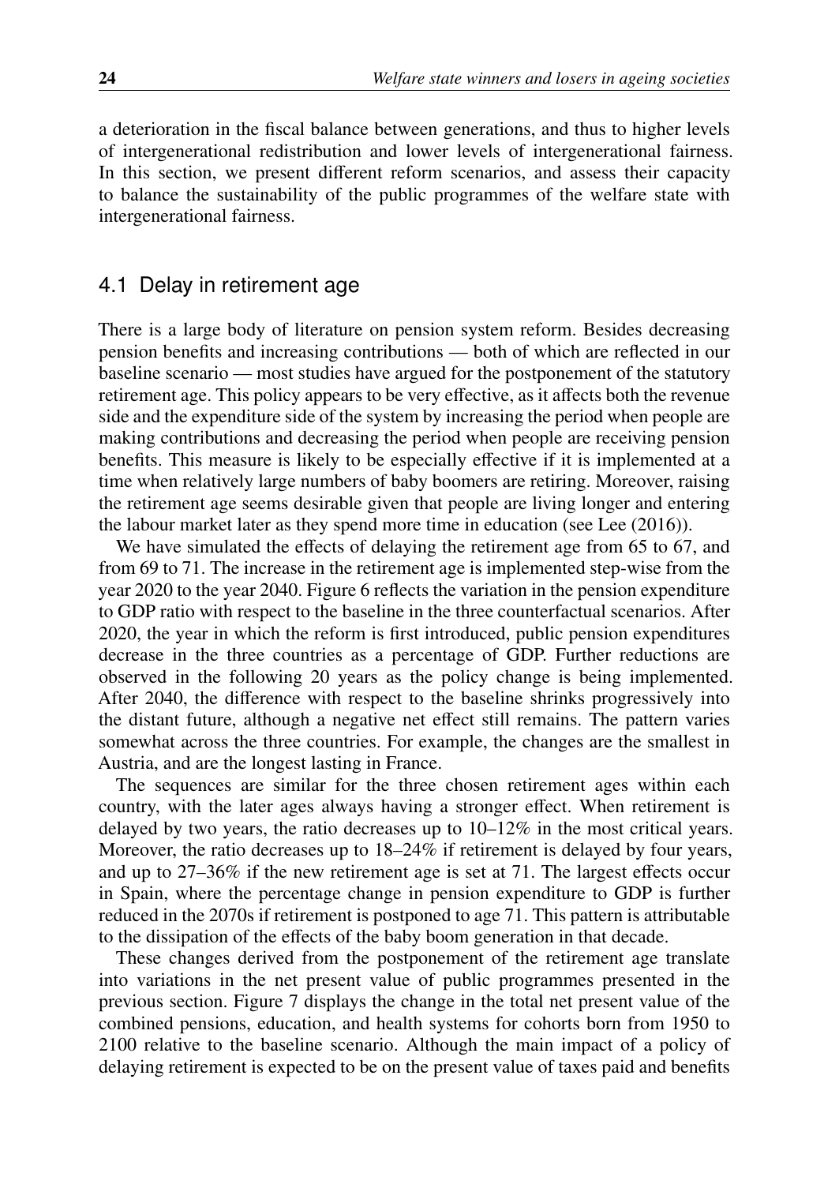a deterioration in the fiscal balance between generations, and thus to higher levels of intergenerational redistribution and lower levels of intergenerational fairness. In this section, we present different reform scenarios, and assess their capacity to balance the sustainability of the public programmes of the welfare state with intergenerational fairness.

## 4.1 Delay in retirement age

There is a large body of literature on pension system reform. Besides decreasing pension benefits and increasing contributions — both of which are reflected in our baseline scenario — most studies have argued for the postponement of the statutory retirement age. This policy appears to be very effective, as it affects both the revenue side and the expenditure side of the system by increasing the period when people are making contributions and decreasing the period when people are receiving pension benefits. This measure is likely to be especially effective if it is implemented at a time when relatively large numbers of baby boomers are retiring. Moreover, raising the retirement age seems desirable given that people are living longer and entering the labour market later as they spend more time in education (see Lee (2016)).

We have simulated the effects of delaying the retirement age from 65 to 67, and from 69 to 71. The increase in the retirement age is implemented step-wise from the year 2020 to the year 2040. Figure 6 reflects the variation in the pension expenditure to GDP ratio with respect to the baseline in the three counterfactual scenarios. After 2020, the year in which the reform is first introduced, public pension expenditures decrease in the three countries as a percentage of GDP. Further reductions are observed in the following 20 years as the policy change is being implemented. After 2040, the difference with respect to the baseline shrinks progressively into the distant future, although a negative net effect still remains. The pattern varies somewhat across the three countries. For example, the changes are the smallest in Austria, and are the longest lasting in France.

The sequences are similar for the three chosen retirement ages within each country, with the later ages always having a stronger effect. When retirement is delayed by two years, the ratio decreases up to 10–12% in the most critical years. Moreover, the ratio decreases up to 18–24% if retirement is delayed by four years, and up to 27–36% if the new retirement age is set at 71. The largest effects occur in Spain, where the percentage change in pension expenditure to GDP is further reduced in the 2070s if retirement is postponed to age 71. This pattern is attributable to the dissipation of the effects of the baby boom generation in that decade.

These changes derived from the postponement of the retirement age translate into variations in the net present value of public programmes presented in the previous section. Figure 7 displays the change in the total net present value of the combined pensions, education, and health systems for cohorts born from 1950 to 2100 relative to the baseline scenario. Although the main impact of a policy of delaying retirement is expected to be on the present value of taxes paid and benefits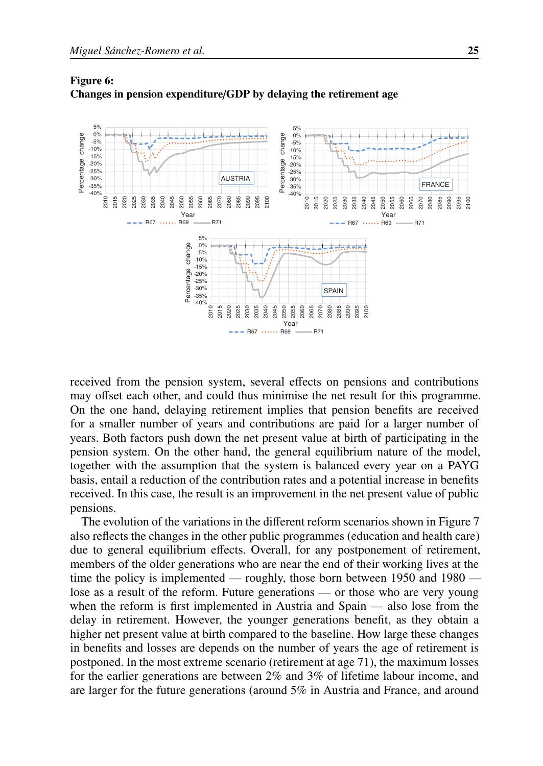**Figure 6:**
**Changes in pension expenditure/GDP by delaying the retirement age**

received from the pension system, several effects on pensions and contributions may offset each other, and could thus minimise the net result for this programme. On the one hand, delaying retirement implies that pension benefits are received for a smaller number of years and contributions are paid for a larger number of years. Both factors push down the net present value at birth of participating in the pension system. On the other hand, the general equilibrium nature of the model, together with the assumption that the system is balanced every year on a PAYG basis, entail a reduction of the contribution rates and a potential increase in benefits received. In this case, the result is an improvement in the net present value of public pensions.

The evolution of the variations in the different reform scenarios shown in Figure 7 also reflects the changes in the other public programmes (education and health care) due to general equilibrium effects. Overall, for any postponement of retirement, members of the older generations who are near the end of their working lives at the time the policy is implemented — roughly, those born between 1950 and 1980 — lose as a result of the reform. Future generations — or those who are very young when the reform is first implemented in Austria and Spain — also lose from the delay in retirement. However, the younger generations benefit, as they obtain a higher net present value at birth compared to the baseline. How large these changes in benefits and losses are depends on the number of years the age of retirement is postponed. In the most extreme scenario (retirement at age 71), the maximum losses for the earlier generations are between 2% and 3% of lifetime labour income, and are larger for the future generations (around 5% in Austria and France, and around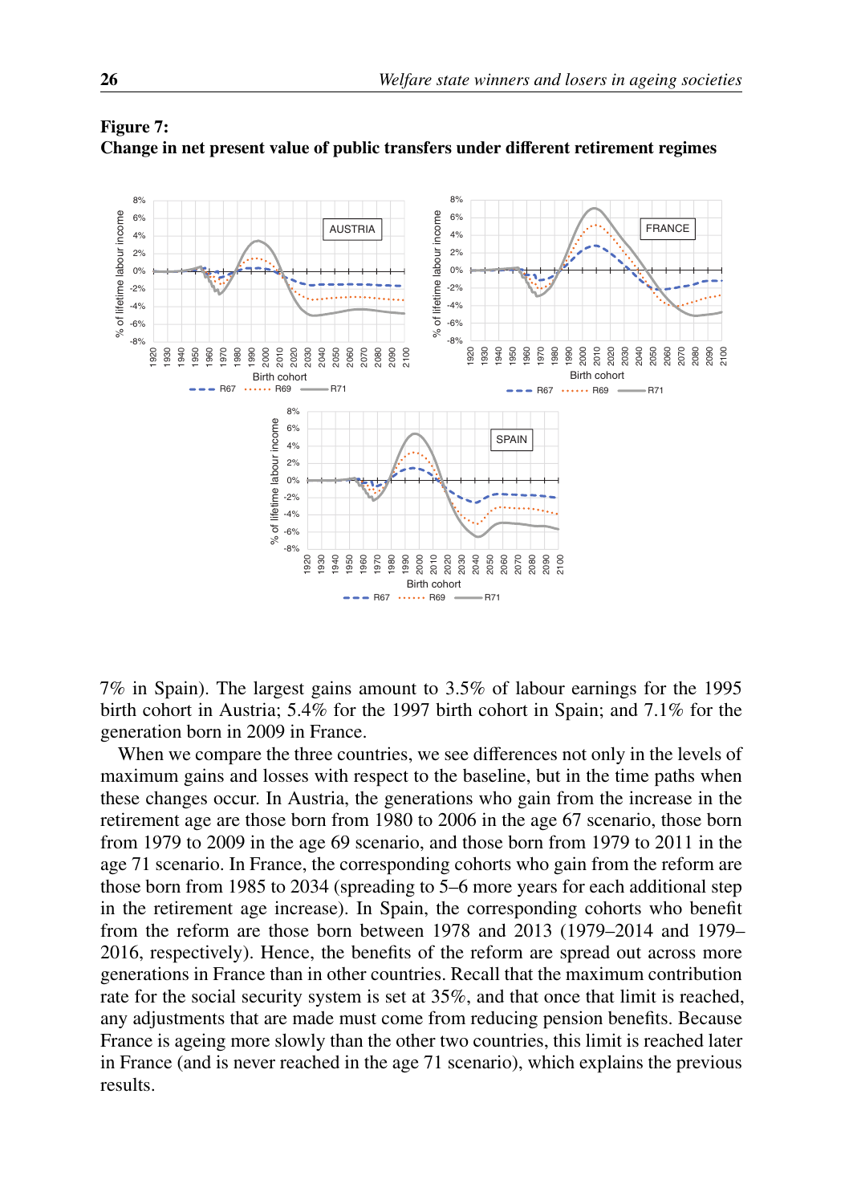**Figure 7:**
**Change in net present value of public transfers under different retirement regimes**

7% in Spain). The largest gains amount to 3.5% of labour earnings for the 1995 birth cohort in Austria; 5.4% for the 1997 birth cohort in Spain; and 7.1% for the generation born in 2009 in France.

When we compare the three countries, we see differences not only in the levels of maximum gains and losses with respect to the baseline, but in the time paths when these changes occur. In Austria, the generations who gain from the increase in the retirement age are those born from 1980 to 2006 in the age 67 scenario, those born from 1979 to 2009 in the age 69 scenario, and those born from 1979 to 2011 in the age 71 scenario. In France, the corresponding cohorts who gain from the reform are those born from 1985 to 2034 (spreading to 5–6 more years for each additional step in the retirement age increase). In Spain, the corresponding cohorts who benefit from the reform are those born between 1978 and 2013 (1979–2014 and 1979–2016, respectively). Hence, the benefits of the reform are spread out across more generations in France than in other countries. Recall that the maximum contribution rate for the social security system is set at 35%, and that once that limit is reached, any adjustments that are made must come from reducing pension benefits. Because France is ageing more slowly than the other two countries, this limit is reached later in France (and is never reached in the age 71 scenario), which explains the previous results.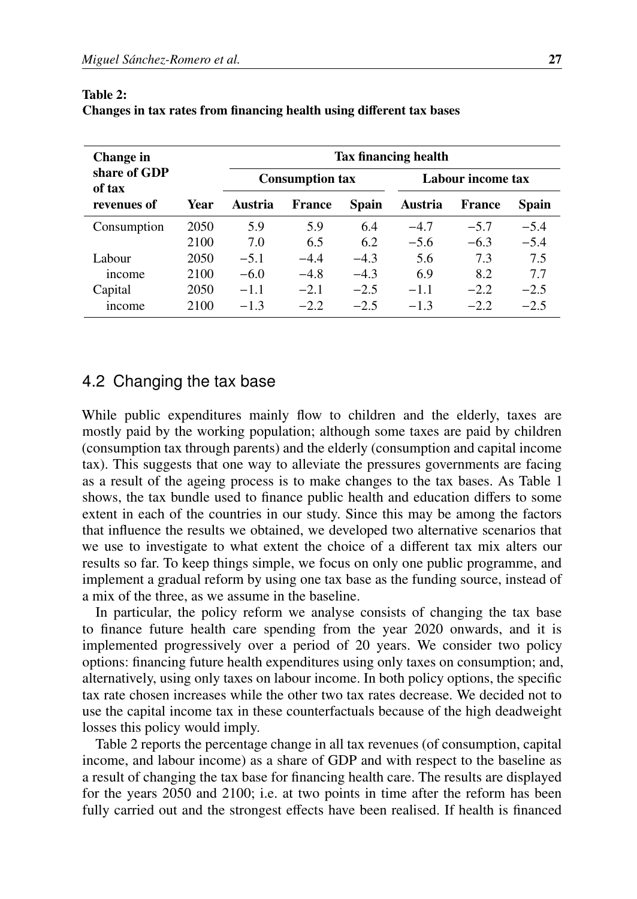**Table 2:**
**Changes in tax rates from financing health using different tax bases**

| Change in share of GDP of tax revenues of | Year | Tax financing health | | | | | |
|---|---|---|---|---|---|---|---|
| | | Consumption tax | | | Labour income tax | | |
| | | Austria | France | Spain | Austria | France | Spain |
| Consumption | 2050 | 5.9 | 5.9 | 6.4 | −4.7 | −5.7 | −5.4 |
| | 2100 | 7.0 | 6.5 | 6.2 | −5.6 | −6.3 | −5.4 |
| Labour income | 2050 | −5.1 | −4.4 | −4.3 | 5.6 | 7.3 | 7.5 |
| | 2100 | −6.0 | −4.8 | −4.3 | 6.9 | 8.2 | 7.7 |
| Capital income | 2050 | −1.1 | −2.1 | −2.5 | −1.1 | −2.2 | −2.5 |
| | 2100 | −1.3 | −2.2 | −2.5 | −1.3 | −2.2 | −2.5 |

## 4.2 Changing the tax base

While public expenditures mainly flow to children and the elderly, taxes are mostly paid by the working population; although some taxes are paid by children (consumption tax through parents) and the elderly (consumption and capital income tax). This suggests that one way to alleviate the pressures governments are facing as a result of the ageing process is to make changes to the tax bases. As Table 1 shows, the tax bundle used to finance public health and education differs to some extent in each of the countries in our study. Since this may be among the factors that influence the results we obtained, we developed two alternative scenarios that we use to investigate to what extent the choice of a different tax mix alters our results so far. To keep things simple, we focus on only one public programme, and implement a gradual reform by using one tax base as the funding source, instead of a mix of the three, as we assume in the baseline.

In particular, the policy reform we analyse consists of changing the tax base to finance future health care spending from the year 2020 onwards, and it is implemented progressively over a period of 20 years. We consider two policy options: financing future health expenditures using only taxes on consumption; and, alternatively, using only taxes on labour income. In both policy options, the specific tax rate chosen increases while the other two tax rates decrease. We decided not to use the capital income tax in these counterfactuals because of the high deadweight losses this policy would imply.

Table 2 reports the percentage change in all tax revenues (of consumption, capital income, and labour income) as a share of GDP and with respect to the baseline as a result of changing the tax base for financing health care. The results are displayed for the years 2050 and 2100; i.e. at two points in time after the reform has been fully carried out and the strongest effects have been realised. If health is financed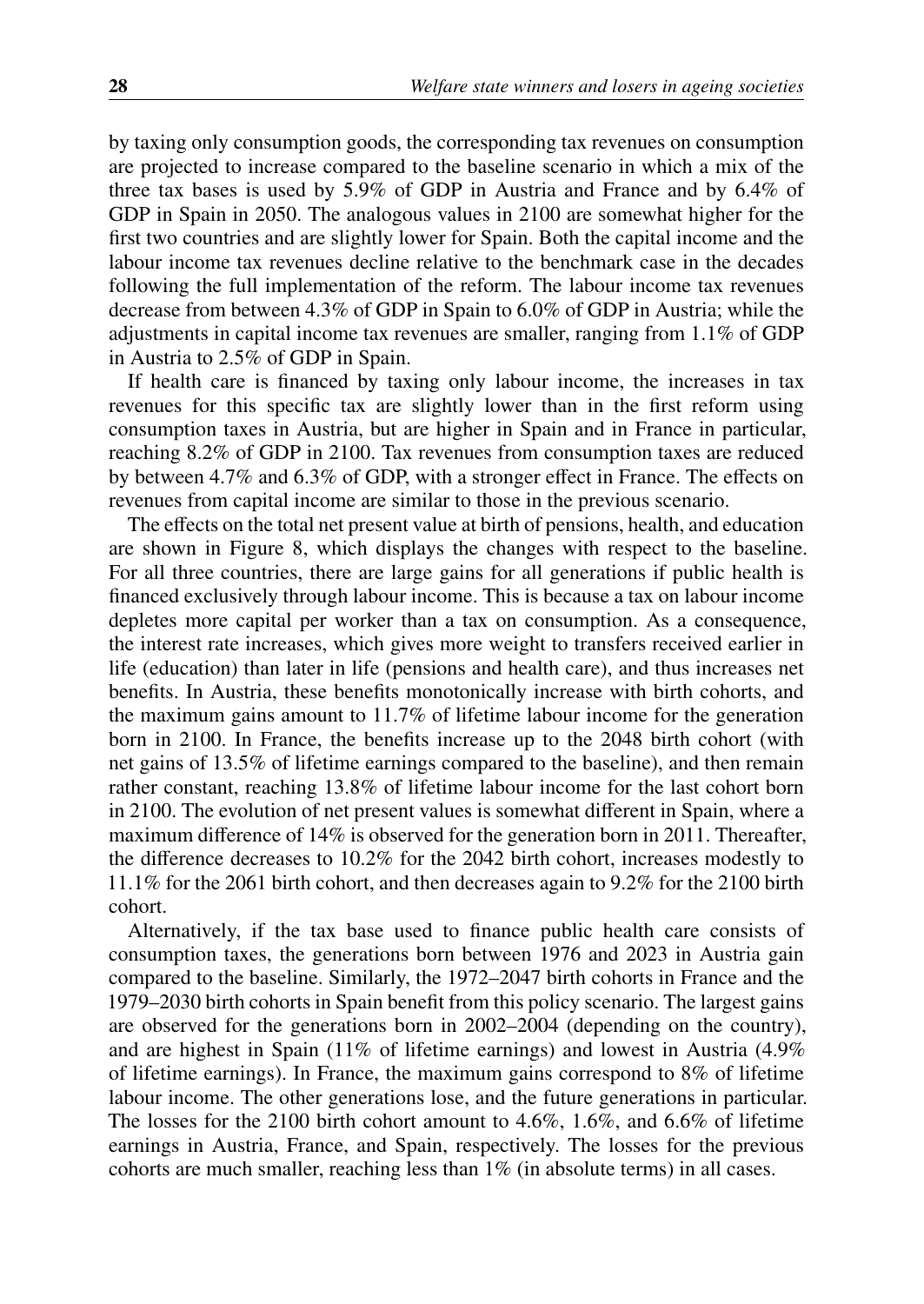by taxing only consumption goods, the corresponding tax revenues on consumption are projected to increase compared to the baseline scenario in which a mix of the three tax bases is used by 5.9% of GDP in Austria and France and by 6.4% of GDP in Spain in 2050. The analogous values in 2100 are somewhat higher for the first two countries and are slightly lower for Spain. Both the capital income and the labour income tax revenues decline relative to the benchmark case in the decades following the full implementation of the reform. The labour income tax revenues decrease from between 4.3% of GDP in Spain to 6.0% of GDP in Austria; while the adjustments in capital income tax revenues are smaller, ranging from 1.1% of GDP in Austria to 2.5% of GDP in Spain.

If health care is financed by taxing only labour income, the increases in tax revenues for this specific tax are slightly lower than in the first reform using consumption taxes in Austria, but are higher in Spain and in France in particular, reaching 8.2% of GDP in 2100. Tax revenues from consumption taxes are reduced by between 4.7% and 6.3% of GDP, with a stronger effect in France. The effects on revenues from capital income are similar to those in the previous scenario.

The effects on the total net present value at birth of pensions, health, and education are shown in Figure 8, which displays the changes with respect to the baseline. For all three countries, there are large gains for all generations if public health is financed exclusively through labour income. This is because a tax on labour income depletes more capital per worker than a tax on consumption. As a consequence, the interest rate increases, which gives more weight to transfers received earlier in life (education) than later in life (pensions and health care), and thus increases net benefits. In Austria, these benefits monotonically increase with birth cohorts, and the maximum gains amount to 11.7% of lifetime labour income for the generation born in 2100. In France, the benefits increase up to the 2048 birth cohort (with net gains of 13.5% of lifetime earnings compared to the baseline), and then remain rather constant, reaching 13.8% of lifetime labour income for the last cohort born in 2100. The evolution of net present values is somewhat different in Spain, where a maximum difference of 14% is observed for the generation born in 2011. Thereafter, the difference decreases to 10.2% for the 2042 birth cohort, increases modestly to 11.1% for the 2061 birth cohort, and then decreases again to 9.2% for the 2100 birth cohort.

Alternatively, if the tax base used to finance public health care consists of consumption taxes, the generations born between 1976 and 2023 in Austria gain compared to the baseline. Similarly, the 1972–2047 birth cohorts in France and the 1979–2030 birth cohorts in Spain benefit from this policy scenario. The largest gains are observed for the generations born in 2002–2004 (depending on the country), and are highest in Spain (11% of lifetime earnings) and lowest in Austria (4.9% of lifetime earnings). In France, the maximum gains correspond to 8% of lifetime labour income. The other generations lose, and the future generations in particular. The losses for the 2100 birth cohort amount to 4.6%, 1.6%, and 6.6% of lifetime earnings in Austria, France, and Spain, respectively. The losses for the previous cohorts are much smaller, reaching less than 1% (in absolute terms) in all cases.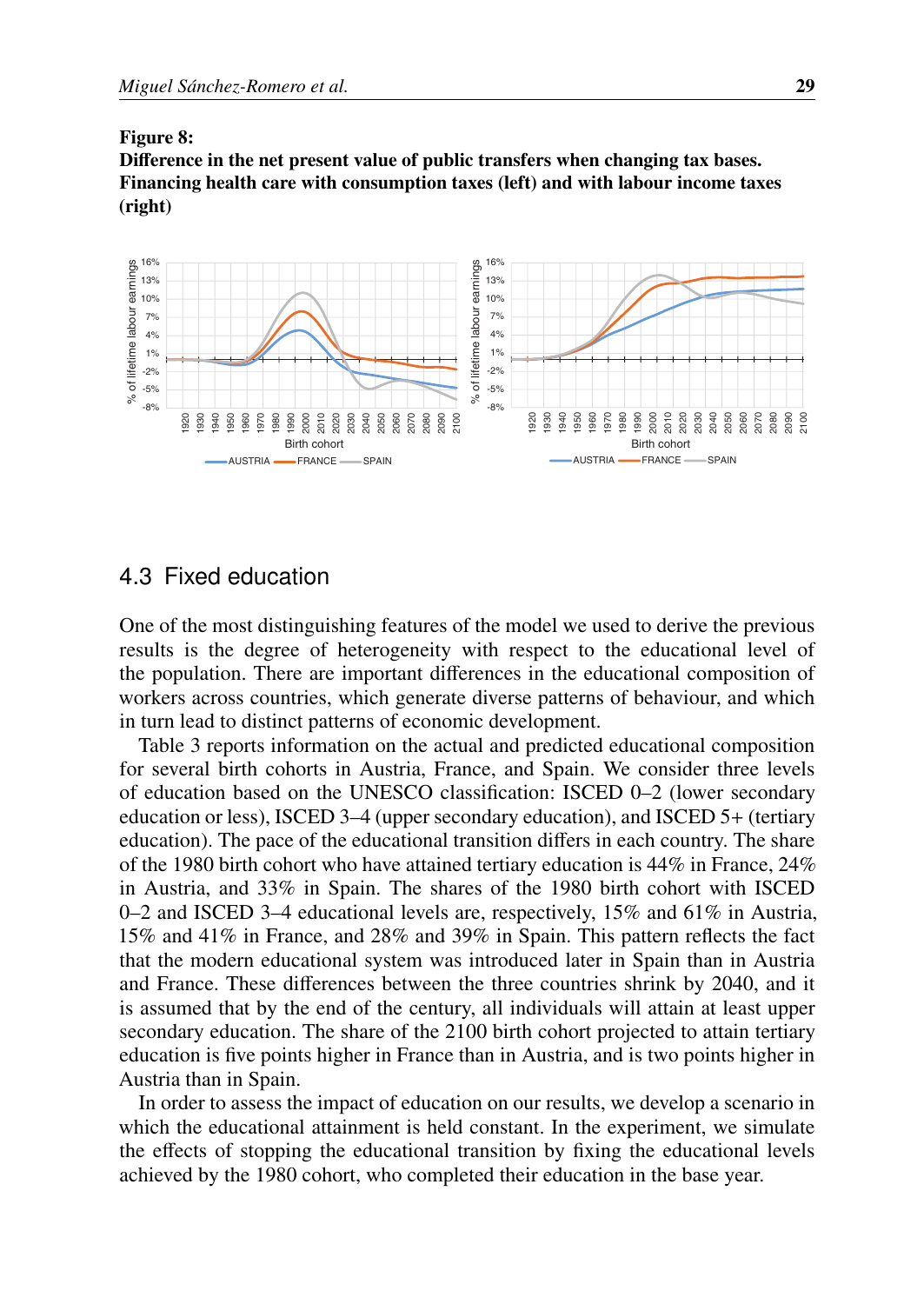**Figure 8:**
**Difference in the net present value of public transfers when changing tax bases. Financing health care with consumption taxes (left) and with labour income taxes (right)**

## 4.3 Fixed education

One of the most distinguishing features of the model we used to derive the previous results is the degree of heterogeneity with respect to the educational level of the population. There are important differences in the educational composition of workers across countries, which generate diverse patterns of behaviour, and which in turn lead to distinct patterns of economic development.

Table 3 reports information on the actual and predicted educational composition for several birth cohorts in Austria, France, and Spain. We consider three levels of education based on the UNESCO classification: ISCED 0–2 (lower secondary education or less), ISCED 3–4 (upper secondary education), and ISCED 5+ (tertiary education). The pace of the educational transition differs in each country. The share of the 1980 birth cohort who have attained tertiary education is 44% in France, 24% in Austria, and 33% in Spain. The shares of the 1980 birth cohort with ISCED 0–2 and ISCED 3–4 educational levels are, respectively, 15% and 61% in Austria, 15% and 41% in France, and 28% and 39% in Spain. This pattern reflects the fact that the modern educational system was introduced later in Spain than in Austria and France. These differences between the three countries shrink by 2040, and it is assumed that by the end of the century, all individuals will attain at least upper secondary education. The share of the 2100 birth cohort projected to attain tertiary education is five points higher in France than in Austria, and is two points higher in Austria than in Spain.

In order to assess the impact of education on our results, we develop a scenario in which the educational attainment is held constant. In the experiment, we simulate the effects of stopping the educational transition by fixing the educational levels achieved by the 1980 cohort, who completed their education in the base year.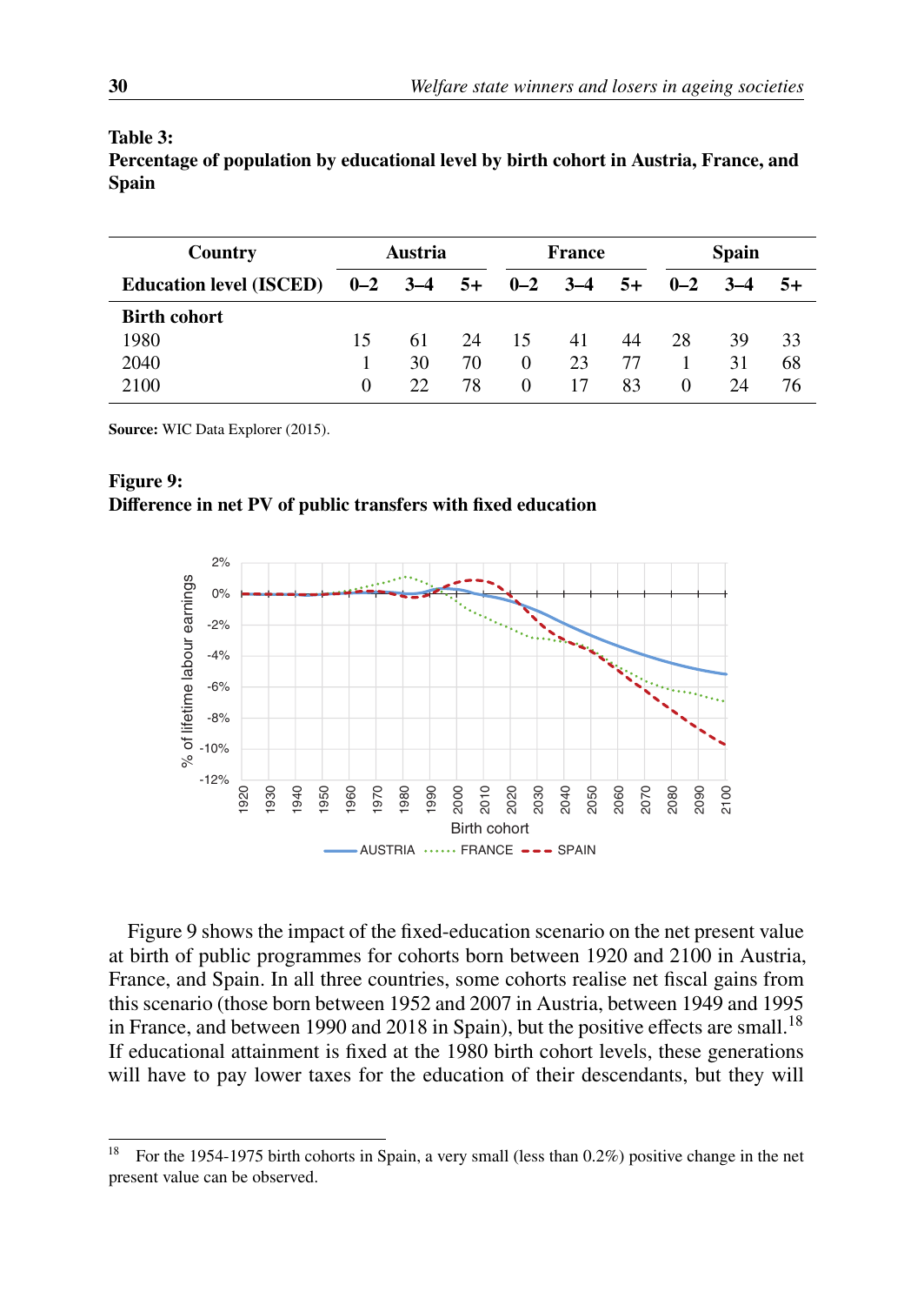**Table 3:**
**Percentage of population by educational level by birth cohort in Austria, France, and Spain**

| Country | Austria | | | France | | | Spain | | |
|---|---|---|---|---|---|---|---|---|---|
| Education level (ISCED) | 0–2 | 3–4 | 5+ | 0–2 | 3–4 | 5+ | 0–2 | 3–4 | 5+ |
| **Birth cohort** | | | | | | | | | |
| 1980 | 15 | 61 | 24 | 15 | 41 | 44 | 28 | 39 | 33 |
| 2040 | 1 | 30 | 70 | 0 | 23 | 77 | 1 | 31 | 68 |
| 2100 | 0 | 22 | 78 | 0 | 17 | 83 | 0 | 24 | 76 |

**Source:** WIC Data Explorer (2015).

**Figure 9:**
**Difference in net PV of public transfers with fixed education**

Figure 9 shows the impact of the fixed-education scenario on the net present value at birth of public programmes for cohorts born between 1920 and 2100 in Austria, France, and Spain. In all three countries, some cohorts realise net fiscal gains from this scenario (those born between 1952 and 2007 in Austria, between 1949 and 1995 in France, and between 1990 and 2018 in Spain), but the positive effects are small.[18] If educational attainment is fixed at the 1980 birth cohort levels, these generations will have to pay lower taxes for the education of their descendants, but they will

[18] For the 1954-1975 birth cohorts in Spain, a very small (less than 0.2%) positive change in the net present value can be observed.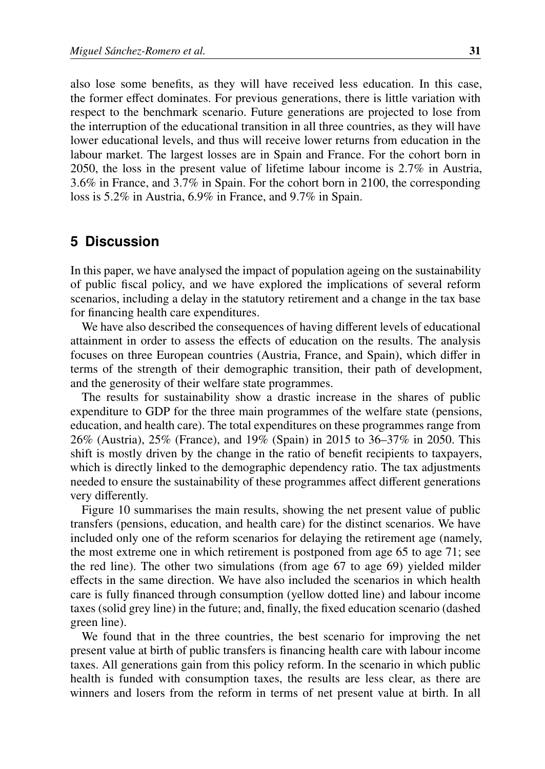also lose some benefits, as they will have received less education. In this case, the former effect dominates. For previous generations, there is little variation with respect to the benchmark scenario. Future generations are projected to lose from the interruption of the educational transition in all three countries, as they will have lower educational levels, and thus will receive lower returns from education in the labour market. The largest losses are in Spain and France. For the cohort born in 2050, the loss in the present value of lifetime labour income is 2.7% in Austria, 3.6% in France, and 3.7% in Spain. For the cohort born in 2100, the corresponding loss is 5.2% in Austria, 6.9% in France, and 9.7% in Spain.

## 5 Discussion

In this paper, we have analysed the impact of population ageing on the sustainability of public fiscal policy, and we have explored the implications of several reform scenarios, including a delay in the statutory retirement and a change in the tax base for financing health care expenditures.

We have also described the consequences of having different levels of educational attainment in order to assess the effects of education on the results. The analysis focuses on three European countries (Austria, France, and Spain), which differ in terms of the strength of their demographic transition, their path of development, and the generosity of their welfare state programmes.

The results for sustainability show a drastic increase in the shares of public expenditure to GDP for the three main programmes of the welfare state (pensions, education, and health care). The total expenditures on these programmes range from 26% (Austria), 25% (France), and 19% (Spain) in 2015 to 36–37% in 2050. This shift is mostly driven by the change in the ratio of benefit recipients to taxpayers, which is directly linked to the demographic dependency ratio. The tax adjustments needed to ensure the sustainability of these programmes affect different generations very differently.

Figure 10 summarises the main results, showing the net present value of public transfers (pensions, education, and health care) for the distinct scenarios. We have included only one of the reform scenarios for delaying the retirement age (namely, the most extreme one in which retirement is postponed from age 65 to age 71; see the red line). The other two simulations (from age 67 to age 69) yielded milder effects in the same direction. We have also included the scenarios in which health care is fully financed through consumption (yellow dotted line) and labour income taxes (solid grey line) in the future; and, finally, the fixed education scenario (dashed green line).

We found that in the three countries, the best scenario for improving the net present value at birth of public transfers is financing health care with labour income taxes. All generations gain from this policy reform. In the scenario in which public health is funded with consumption taxes, the results are less clear, as there are winners and losers from the reform in terms of net present value at birth. In all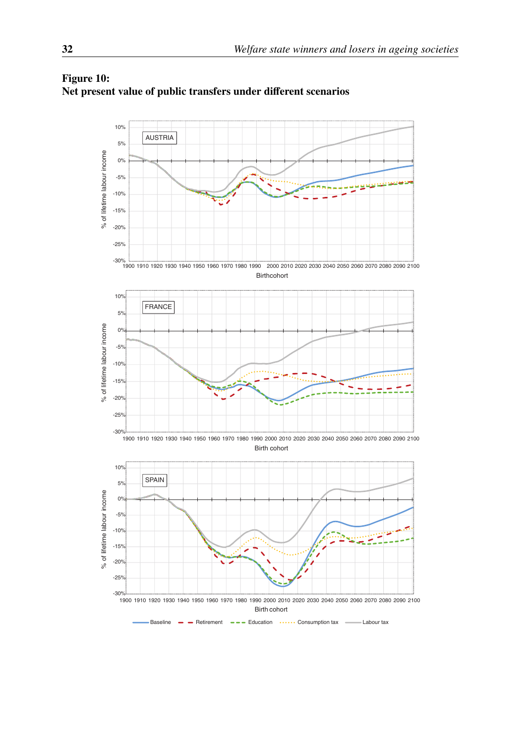## Figure 10: Net present value of public transfers under different scenarios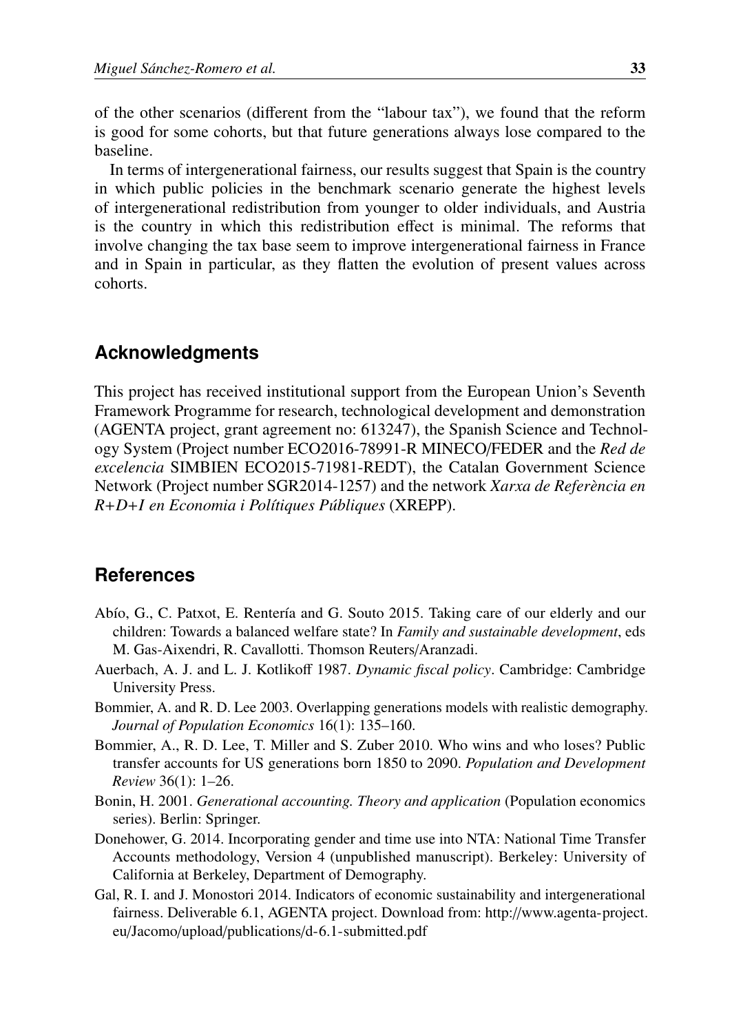of the other scenarios (different from the "labour tax"), we found that the reform is good for some cohorts, but that future generations always lose compared to the baseline.

In terms of intergenerational fairness, our results suggest that Spain is the country in which public policies in the benchmark scenario generate the highest levels of intergenerational redistribution from younger to older individuals, and Austria is the country in which this redistribution effect is minimal. The reforms that involve changing the tax base seem to improve intergenerational fairness in France and in Spain in particular, as they flatten the evolution of present values across cohorts.

## Acknowledgments

This project has received institutional support from the European Union's Seventh Framework Programme for research, technological development and demonstration (AGENTA project, grant agreement no: 613247), the Spanish Science and Technology System (Project number ECO2016-78991-R MINECO/FEDER and the *Red de excelencia* SIMBIEN ECO2015-71981-REDT), the Catalan Government Science Network (Project number SGR2014-1257) and the network *Xarxa de Referència en R+D+I en Economia i Polítiques Públiques* (XREPP).

## References

Abío, G., C. Patxot, E. Rentería and G. Souto 2015. Taking care of our elderly and our children: Towards a balanced welfare state? In *Family and sustainable development*, eds M. Gas-Aixendri, R. Cavallotti. Thomson Reuters/Aranzadi.

Auerbach, A. J. and L. J. Kotlikoff 1987. *Dynamic fiscal policy*. Cambridge: Cambridge University Press.

Bommier, A. and R. D. Lee 2003. Overlapping generations models with realistic demography. *Journal of Population Economics* 16(1): 135–160.

Bommier, A., R. D. Lee, T. Miller and S. Zuber 2010. Who wins and who loses? Public transfer accounts for US generations born 1850 to 2090. *Population and Development Review* 36(1): 1–26.

Bonin, H. 2001. *Generational accounting. Theory and application* (Population economics series). Berlin: Springer.

Donehower, G. 2014. Incorporating gender and time use into NTA: National Time Transfer Accounts methodology, Version 4 (unpublished manuscript). Berkeley: University of California at Berkeley, Department of Demography.

Gal, R. I. and J. Monostori 2014. Indicators of economic sustainability and intergenerational fairness. Deliverable 6.1, AGENTA project. Download from: http://www.agenta-project.eu/Jacomo/upload/publications/d-6.1-submitted.pdf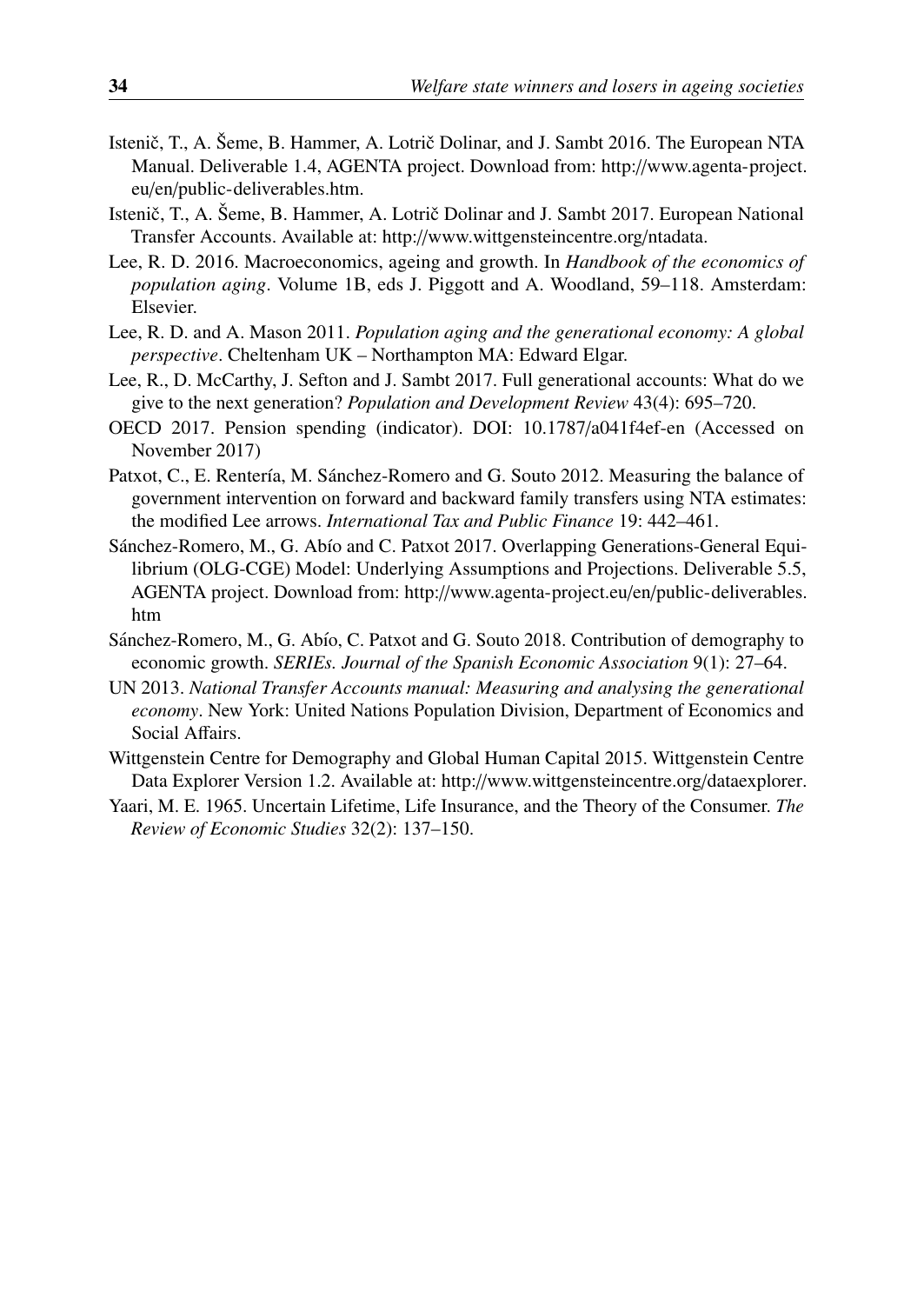Istenič, T., A. Šeme, B. Hammer, A. Lotrič Dolinar, and J. Sambt 2016. The European NTA Manual. Deliverable 1.4, AGENTA project. Download from: http://www.agenta-project.eu/en/public-deliverables.htm.

Istenič, T., A. Šeme, B. Hammer, A. Lotrič Dolinar and J. Sambt 2017. European National Transfer Accounts. Available at: http://www.wittgensteincentre.org/ntadata.

Lee, R. D. 2016. Macroeconomics, ageing and growth. In *Handbook of the economics of population aging*. Volume 1B, eds J. Piggott and A. Woodland, 59–118. Amsterdam: Elsevier.

Lee, R. D. and A. Mason 2011. *Population aging and the generational economy: A global perspective*. Cheltenham UK – Northampton MA: Edward Elgar.

Lee, R., D. McCarthy, J. Sefton and J. Sambt 2017. Full generational accounts: What do we give to the next generation? *Population and Development Review* 43(4): 695–720.

OECD 2017. Pension spending (indicator). DOI: 10.1787/a041f4ef-en (Accessed on November 2017)

Patxot, C., E. Rentería, M. Sánchez-Romero and G. Souto 2012. Measuring the balance of government intervention on forward and backward family transfers using NTA estimates: the modified Lee arrows. *International Tax and Public Finance* 19: 442–461.

Sánchez-Romero, M., G. Abío and C. Patxot 2017. Overlapping Generations-General Equilibrium (OLG-CGE) Model: Underlying Assumptions and Projections. Deliverable 5.5, AGENTA project. Download from: http://www.agenta-project.eu/en/public-deliverables.htm

Sánchez-Romero, M., G. Abío, C. Patxot and G. Souto 2018. Contribution of demography to economic growth. *SERIEs. Journal of the Spanish Economic Association* 9(1): 27–64.

UN 2013. *National Transfer Accounts manual: Measuring and analysing the generational economy*. New York: United Nations Population Division, Department of Economics and Social Affairs.

Wittgenstein Centre for Demography and Global Human Capital 2015. Wittgenstein Centre Data Explorer Version 1.2. Available at: http://www.wittgensteincentre.org/dataexplorer.

Yaari, M. E. 1965. Uncertain Lifetime, Life Insurance, and the Theory of the Consumer. *The Review of Economic Studies* 32(2): 137–150.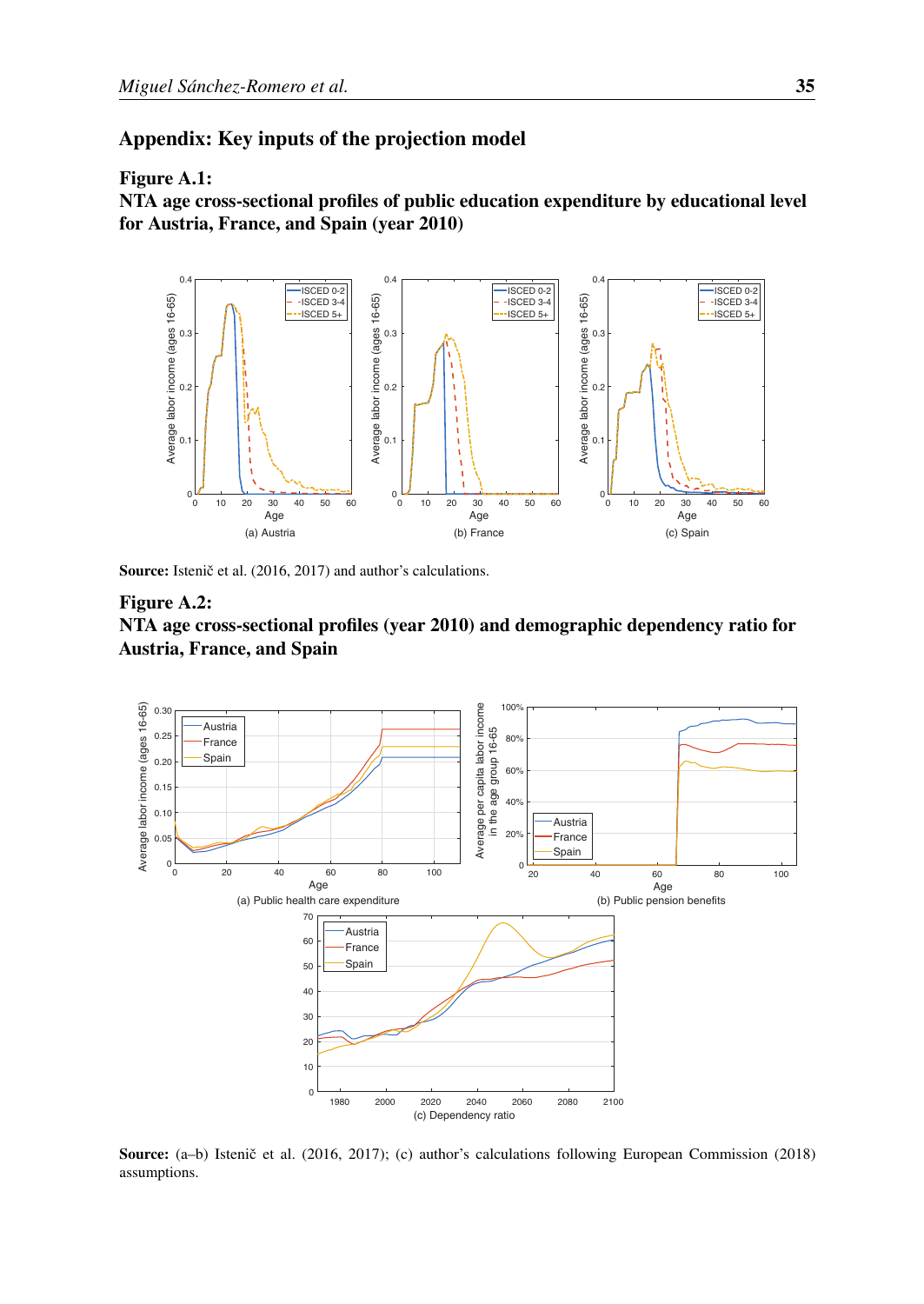## Appendix: Key inputs of the projection model

**Figure A.1:**
**NTA age cross-sectional profiles of public education expenditure by educational level for Austria, France, and Spain (year 2010)**

(a) Austria (b) France (c) Spain

**Source:** Istenič et al. (2016, 2017) and author's calculations.

**Figure A.2:**
**NTA age cross-sectional profiles (year 2010) and demographic dependency ratio for Austria, France, and Spain**

(a) Public health care expenditure

(b) Public pension benefits

(c) Dependency ratio

**Source:** (a–b) Istenič et al. (2016, 2017); (c) author's calculations following European Commission (2018) assumptions.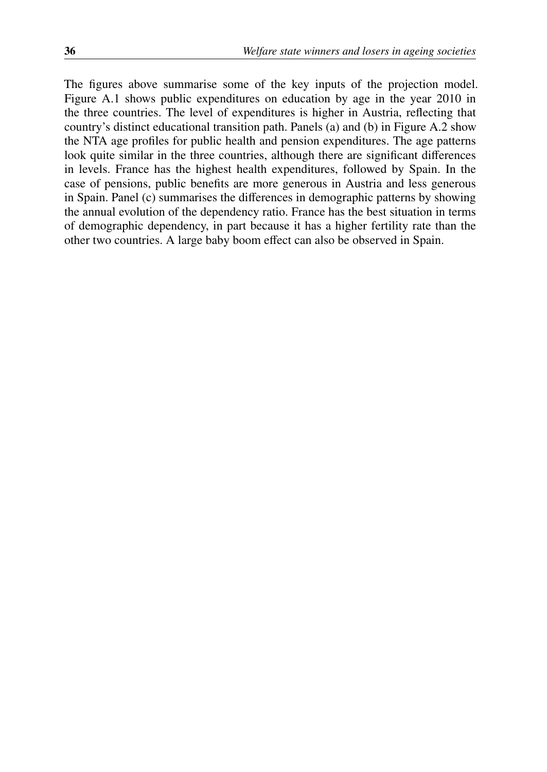The figures above summarise some of the key inputs of the projection model. Figure A.1 shows public expenditures on education by age in the year 2010 in the three countries. The level of expenditures is higher in Austria, reflecting that country's distinct educational transition path. Panels (a) and (b) in Figure A.2 show the NTA age profiles for public health and pension expenditures. The age patterns look quite similar in the three countries, although there are significant differences in levels. France has the highest health expenditures, followed by Spain. In the case of pensions, public benefits are more generous in Austria and less generous in Spain. Panel (c) summarises the differences in demographic patterns by showing the annual evolution of the dependency ratio. France has the best situation in terms of demographic dependency, in part because it has a higher fertility rate than the other two countries. A large baby boom effect can also be observed in Spain.